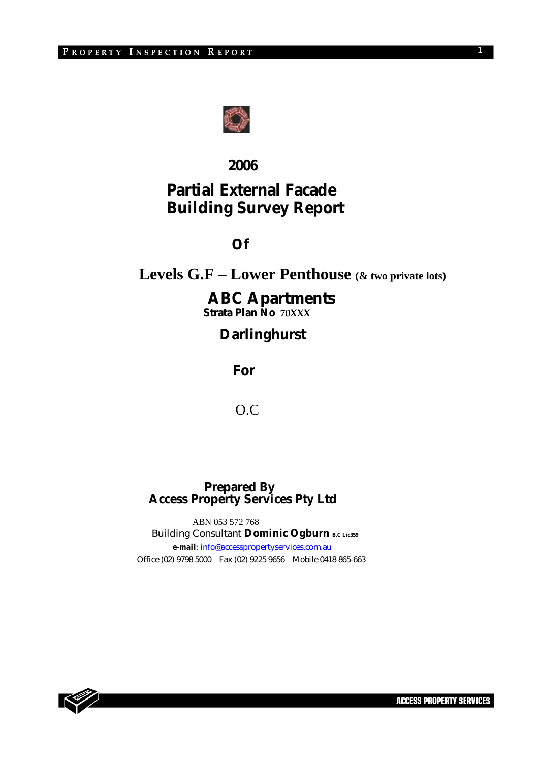# 2006

# Partial External Facade Building Survey Report

## Of

## Levels G.F – Lower Penthouse (& two private lots)

# ABC Apartments

**Strata Plan No** 70XXX

## Darlinghurst

## For

O.C

**Prepared By**
**Access Property Services Pty Ltd**

ABN 053 572 768

Building Consultant **Dominic Ogburn** B.C Lic359

***e-mail***: info@accesspropertyservices.com.au

Office (02) 9798 5000 Fax (02) 9225 9656 Mobile 0418 865-663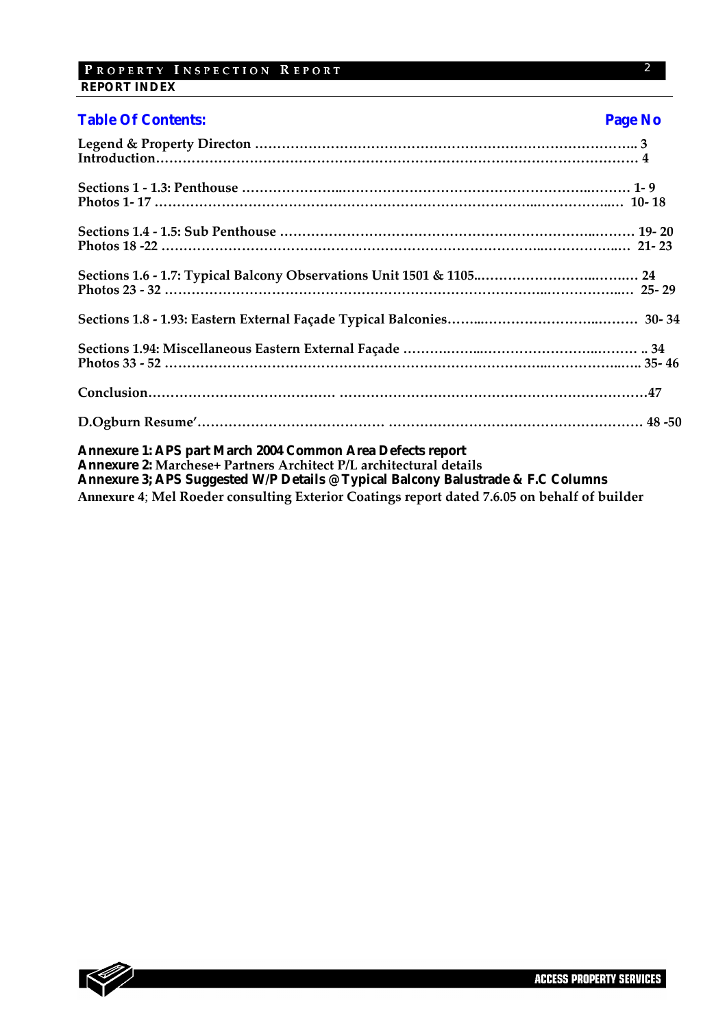## REPORT INDEX

| Table Of Contents: | Page No |
|---|---|
| **Legend & Property Directon** | **3** |
| **Introduction** | **4** |
| **Sections 1 - 1.3: Penthouse** | **1- 9** |
| **Photos 1- 17** | **10- 18** |
| **Sections 1.4 - 1.5: Sub Penthouse** | **19- 20** |
| **Photos 18 -22** | **21- 23** |
| **Sections 1.6 - 1.7: Typical Balcony Observations Unit 1501 & 1105** | **24** |
| **Photos 23 - 32** | **25- 29** |
| **Sections 1.8 - 1.93: Eastern External Façade Typical Balconies** | **30- 34** |
| **Sections 1.94: Miscellaneous Eastern External Façade** | **34** |
| **Photos 33 - 52** | **35- 46** |
| **Conclusion** | **47** |
| **D.Ogburn Resume'** | **48 -50** |

**Annexure 1: APS part March 2004 Common Area Defects report**
**Annexure 2:** **Marchese+ Partners Architect P/L architectural details**
**Annexure 3; APS Suggested W/P Details @ Typical Balcony Balustrade & F.C Columns**
**Annexure 4**; **Mel Roeder consulting Exterior Coatings report dated 7.6.05 on behalf of builder**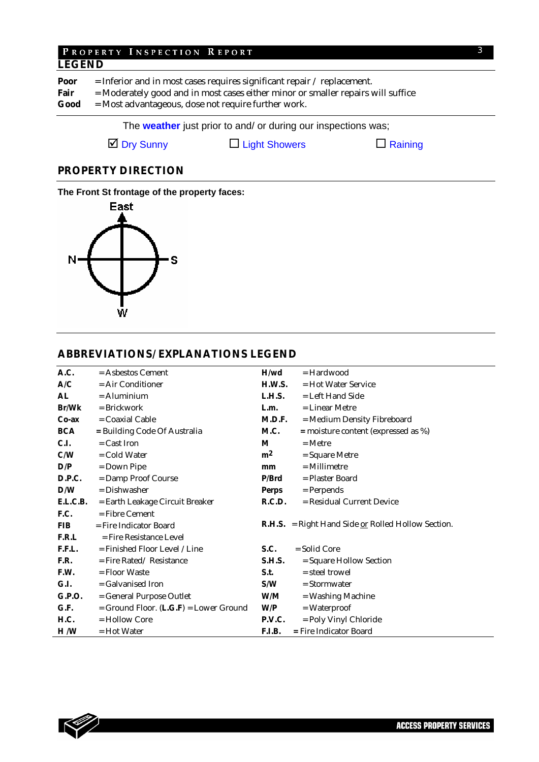## LEGEND

**Poor** = Inferior and in most cases requires significant repair / replacement.
**Fair** = Moderately good and in most cases either minor or smaller repairs will suffice
**Good** = Most advantageous, dose not require further work.

The **weather** just prior to and/ or during our inspections was;

☑ Dry Sunny ☐ Light Showers ☐ Raining

## PROPERTY DIRECTION

**The Front St frontage of the property faces:**

East

N S

W

## ABBREVIATIONS/ EXPLANATIONS LEGEND

| | | | |
|---|---|---|---|
| **A.C.** | = Asbestos Cement | **H/wd** | = Hardwood |
| **A/C** | = Air Conditioner | **H.W.S.** | = Hot Water Service |
| **AL** | = Aluminium | **L.H.S.** | = Left Hand Side |
| **Br/Wk** | = Brickwork | **L.m.** | = Linear Metre |
| **Co-ax** | = Coaxial Cable | **M.D.F.** | = Medium Density Fibreboard |
| **BCA** | = Building Code Of Australia | **M.C.** | = moisture content (expressed as %) |
| **C.I.** | = Cast Iron | **M** | = Metre |
| **C/W** | = Cold Water | **$m^2$** | = Square Metre |
| **D/P** | = Down Pipe | **mm** | = Millimetre |
| **D.P.C.** | = Damp Proof Course | **P/Brd** | = Plaster Board |
| **D/W** | = Dishwasher | **Perps** | = Perpends |
| **E.L.C.B.** | = Earth Leakage Circuit Breaker | **R.C.D.** | = Residual Current Device |
| **F.C.** | = Fibre Cement | | |
| **FIB** | = Fire Indicator Board | **R.H.S.** | = Right Hand Side or Rolled Hollow Section. |
| **F.R.L** | = Fire Resistance Level | | |
| **F.F.L.** | = Finished Floor Level / Line | **S.C.** | = Solid Core |
| **F.R.** | = Fire Rated/ Resistance | **S.H.S.** | = Square Hollow Section |
| **F.W.** | = Floor Waste | **S.t.** | = steel trowel |
| **G.I.** | = Galvanised Iron | **S/W** | = Stormwater |
| **G.P.O.** | = General Purpose Outlet | **W/M** | = Washing Machine |
| **G.F.** | = Ground Floor. (**L.G.F**) = Lower Ground | **W/P** | = Waterproof |
| **H.C.** | = Hollow Core | **P.V.C.** | = Poly Vinyl Chloride |
| **H /W** | = Hot Water | **F.I.B.** | = Fire Indicator Board |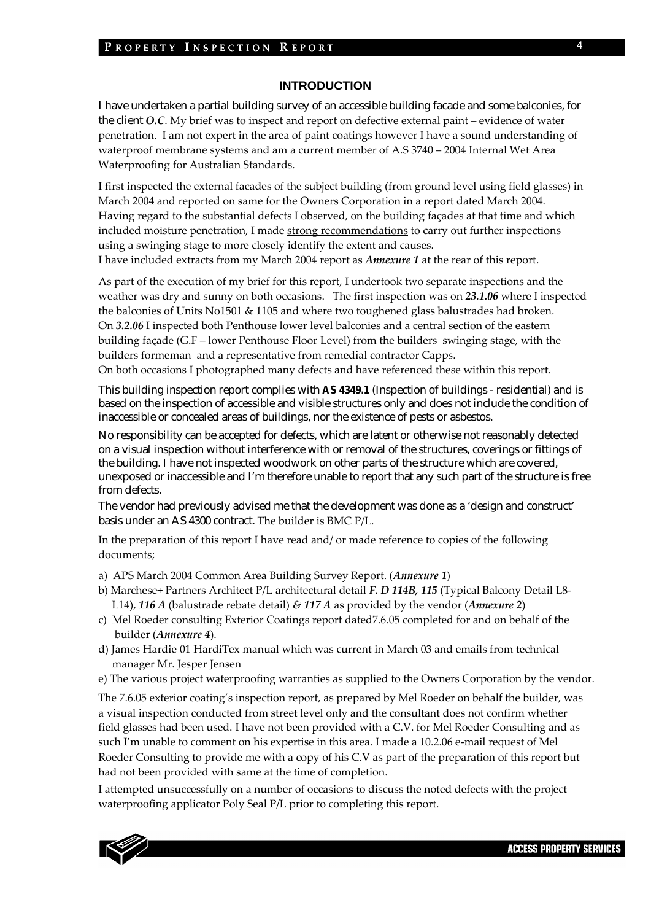## INTRODUCTION

I have undertaken a partial building survey of an accessible building facade and some balconies, for the client *O.C*. My brief was to inspect and report on defective external paint – evidence of water penetration. I am not expert in the area of paint coatings however I have a sound understanding of waterproof membrane systems and am a current member of A.S 3740 – 2004 Internal Wet Area Waterproofing for Australian Standards.

I first inspected the external facades of the subject building (from ground level using field glasses) in March 2004 and reported on same for the Owners Corporation in a report dated March 2004. Having regard to the substantial defects I observed, on the building façades at that time and which included moisture penetration, I made strong recommendations to carry out further inspections using a swinging stage to more closely identify the extent and causes.
I have included extracts from my March 2004 report as ***Annexure 1*** at the rear of this report.

As part of the execution of my brief for this report, I undertook two separate inspections and the weather was dry and sunny on both occasions. The first inspection was on ***23.1.06*** where I inspected the balconies of Units No1501 & 1105 and where two toughened glass balustrades had broken. On ***3.2.06*** I inspected both Penthouse lower level balconies and a central section of the eastern building façade (G.F – lower Penthouse Floor Level) from the builders swinging stage, with the builders formeman and a representative from remedial contractor Capps.
On both occasions I photographed many defects and have referenced these within this report.

This building inspection report complies with **AS 4349.1** (Inspection of buildings - residential) and is based on the inspection of accessible and visible structures only and does not include the condition of inaccessible or concealed areas of buildings, nor the existence of pests or asbestos.

No responsibility can be accepted for defects, which are latent or otherwise not reasonably detected on a visual inspection without interference with or removal of the structures, coverings or fittings of the building. I have not inspected woodwork on other parts of the structure which are covered, unexposed or inaccessible and I'm therefore unable to report that any such part of the structure is free from defects.

The vendor had previously advised me that the development was done as a 'design and construct' basis under an AS 4300 contract. The builder is BMC P/L.

In the preparation of this report I have read and/or made reference to copies of the following documents;

a) APS March 2004 Common Area Building Survey Report. (***Annexure 1***)
b) Marchese+ Partners Architect P/L architectural detail ***F. D 114B, 115*** (Typical Balcony Detail L8-L14), ***116 A*** (balustrade rebate detail) ***& 117 A*** as provided by the vendor (***Annexure 2***)
c) Mel Roeder consulting Exterior Coatings report dated7.6.05 completed for and on behalf of the builder (***Annexure 4***).
d) James Hardie 01 HardiTex manual which was current in March 03 and emails from technical manager Mr. Jesper Jensen
e) The various project waterproofing warranties as supplied to the Owners Corporation by the vendor.

The 7.6.05 exterior coating's inspection report, as prepared by Mel Roeder on behalf the builder, was a visual inspection conducted from street level only and the consultant does not confirm whether field glasses had been used. I have not been provided with a C.V. for Mel Roeder Consulting and as such I'm unable to comment on his expertise in this area. I made a 10.2.06 e-mail request of Mel Roeder Consulting to provide me with a copy of his C.V as part of the preparation of this report but had not been provided with same at the time of completion.

I attempted unsuccessfully on a number of occasions to discuss the noted defects with the project waterproofing applicator Poly Seal P/L prior to completing this report.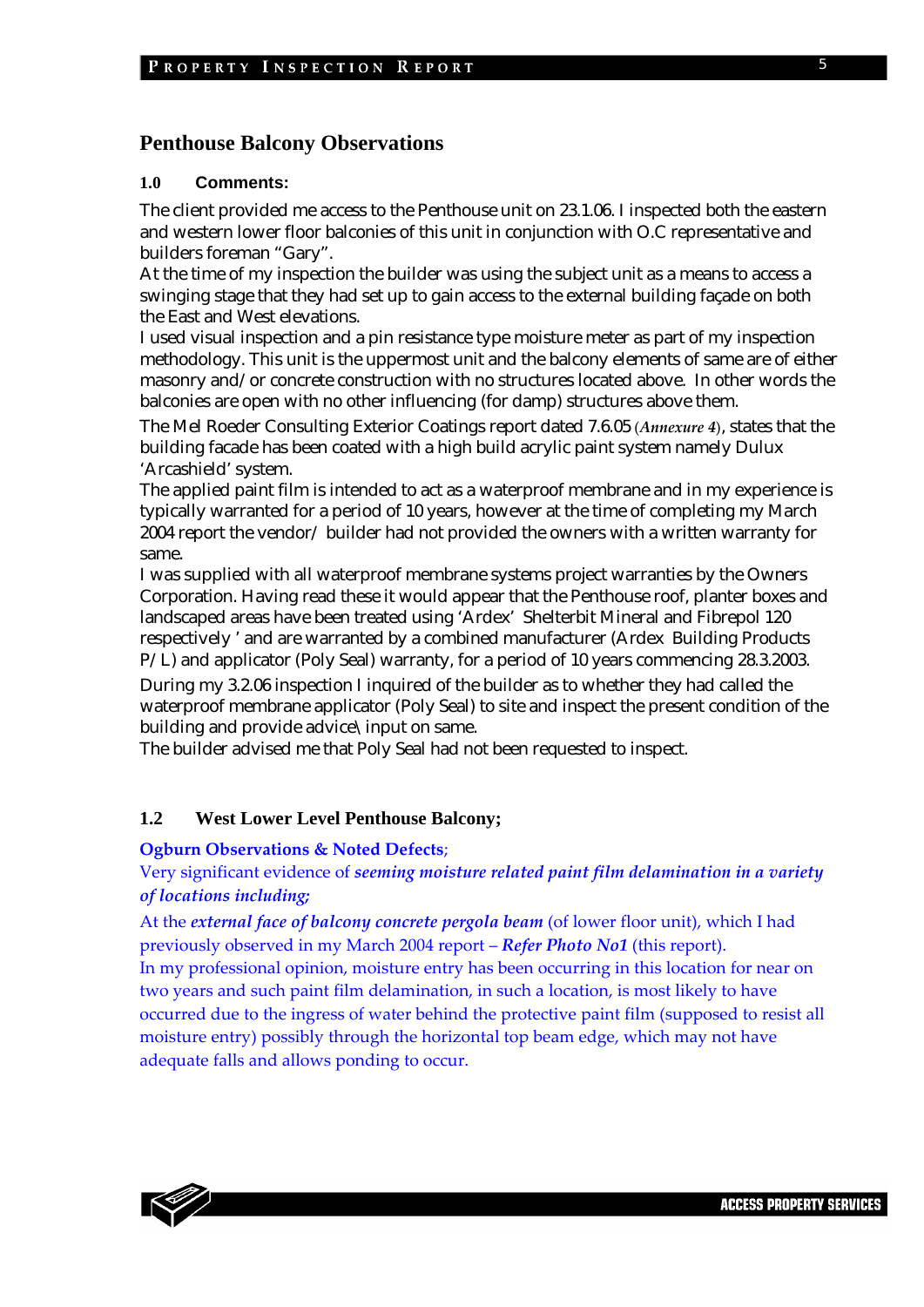## Penthouse Balcony Observations

### 1.0 Comments:

The client provided me access to the Penthouse unit on 23.1.06. I inspected both the eastern and western lower floor balconies of this unit in conjunction with O.C representative and builders foreman "Gary".

At the time of my inspection the builder was using the subject unit as a means to access a swinging stage that they had set up to gain access to the external building façade on both the East and West elevations.

I used visual inspection and a pin resistance type moisture meter as part of my inspection methodology. This unit is the uppermost unit and the balcony elements of same are of either masonry and/or concrete construction with no structures located above. In other words the balconies are open with no other influencing (for damp) structures above them.

The Mel Roeder Consulting Exterior Coatings report dated 7.6.05 (***Annexure 4***), states that the building facade has been coated with a high build acrylic paint system namely Dulux 'Arcashield' system.

The applied paint film is intended to act as a waterproof membrane and in my experience is typically warranted for a period of 10 years, however at the time of completing my March 2004 report the vendor/ builder had not provided the owners with a written warranty for same.

I was supplied with all waterproof membrane systems project warranties by the Owners Corporation. Having read these it would appear that the Penthouse roof, planter boxes and landscaped areas have been treated using 'Ardex' Shelterbit Mineral and Fibrepol 120 respectively ' and are warranted by a combined manufacturer (Ardex Building Products P/L) and applicator (Poly Seal) warranty, for a period of 10 years commencing 28.3.2003.

During my 3.2.06 inspection I inquired of the builder as to whether they had called the waterproof membrane applicator (Poly Seal) to site and inspect the present condition of the building and provide advice\input on same.

The builder advised me that Poly Seal had not been requested to inspect.

### 1.2 West Lower Level Penthouse Balcony;

**Ogburn Observations & Noted Defects**;

Very significant evidence of ***seeming moisture related paint film delamination in a variety of locations including;***

At the ***external face of balcony concrete pergola beam*** (of lower floor unit), which I had previously observed in my March 2004 report – ***Refer Photo No1*** (this report).

In my professional opinion, moisture entry has been occurring in this location for near on two years and such paint film delamination, in such a location, is most likely to have occurred due to the ingress of water behind the protective paint film (supposed to resist all moisture entry) possibly through the horizontal top beam edge, which may not have adequate falls and allows ponding to occur.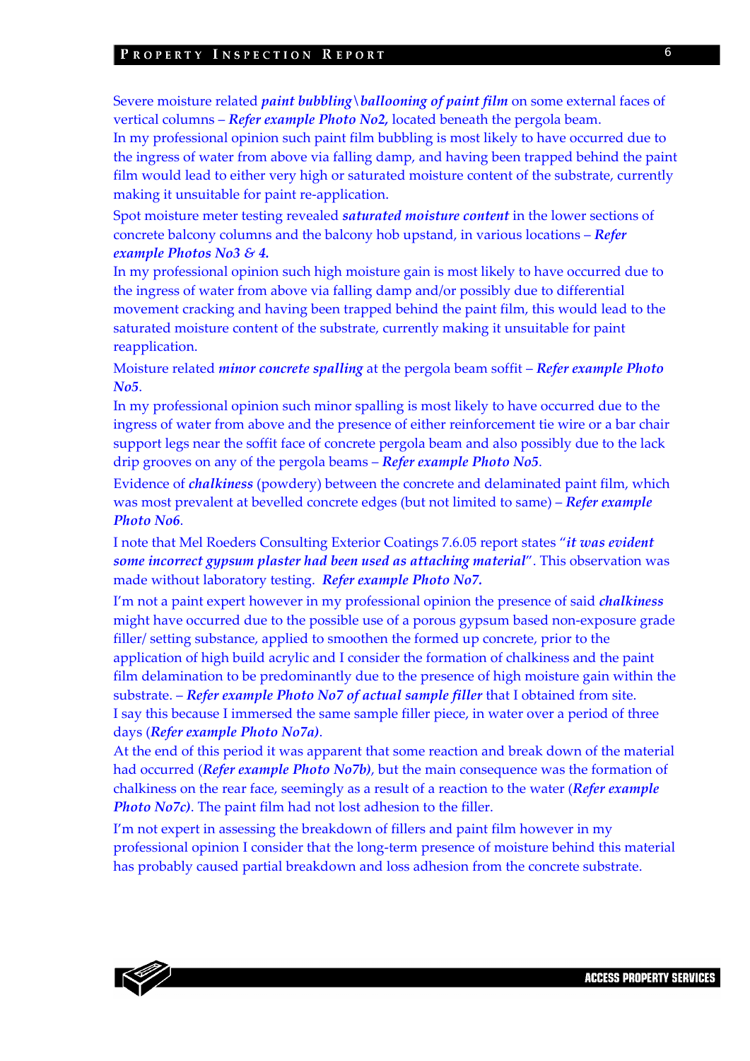Severe moisture related ***paint bubbling\ballooning of paint film*** on some external faces of vertical columns – ***Refer example Photo No2,*** located beneath the pergola beam.
In my professional opinion such paint film bubbling is most likely to have occurred due to the ingress of water from above via falling damp, and having been trapped behind the paint film would lead to either very high or saturated moisture content of the substrate, currently making it unsuitable for paint re-application.

Spot moisture meter testing revealed ***saturated moisture content*** in the lower sections of concrete balcony columns and the balcony hob upstand, in various locations – ***Refer example Photos No3 & 4.***
In my professional opinion such high moisture gain is most likely to have occurred due to the ingress of water from above via falling damp and/or possibly due to differential movement cracking and having been trapped behind the paint film, this would lead to the saturated moisture content of the substrate, currently making it unsuitable for paint reapplication.

Moisture related ***minor concrete spalling*** at the pergola beam soffit – ***Refer example Photo No5***.
In my professional opinion such minor spalling is most likely to have occurred due to the ingress of water from above and the presence of either reinforcement tie wire or a bar chair support legs near the soffit face of concrete pergola beam and also possibly due to the lack drip grooves on any of the pergola beams – ***Refer example Photo No5***.

Evidence of ***chalkiness*** (powdery) between the concrete and delaminated paint film, which was most prevalent at bevelled concrete edges (but not limited to same) – ***Refer example Photo No6***.

I note that Mel Roeders Consulting Exterior Coatings 7.6.05 report states "***it was evident some incorrect gypsum plaster had been used as attaching material***". This observation was made without laboratory testing. ***Refer example Photo No7.***

I'm not a paint expert however in my professional opinion the presence of said ***chalkiness*** might have occurred due to the possible use of a porous gypsum based non-exposure grade filler/ setting substance, applied to smoothen the formed up concrete, prior to the application of high build acrylic and I consider the formation of chalkiness and the paint film delamination to be predominantly due to the presence of high moisture gain within the substrate. – ***Refer example Photo No7 of actual sample filler*** that I obtained from site.
I say this because I immersed the same sample filler piece, in water over a period of three days (***Refer example Photo No7a)***.
At the end of this period it was apparent that some reaction and break down of the material had occurred (***Refer example Photo No7b)***, but the main consequence was the formation of chalkiness on the rear face, seemingly as a result of a reaction to the water (***Refer example Photo No7c)***. The paint film had not lost adhesion to the filler.

I'm not expert in assessing the breakdown of fillers and paint film however in my professional opinion I consider that the long-term presence of moisture behind this material has probably caused partial breakdown and loss adhesion from the concrete substrate.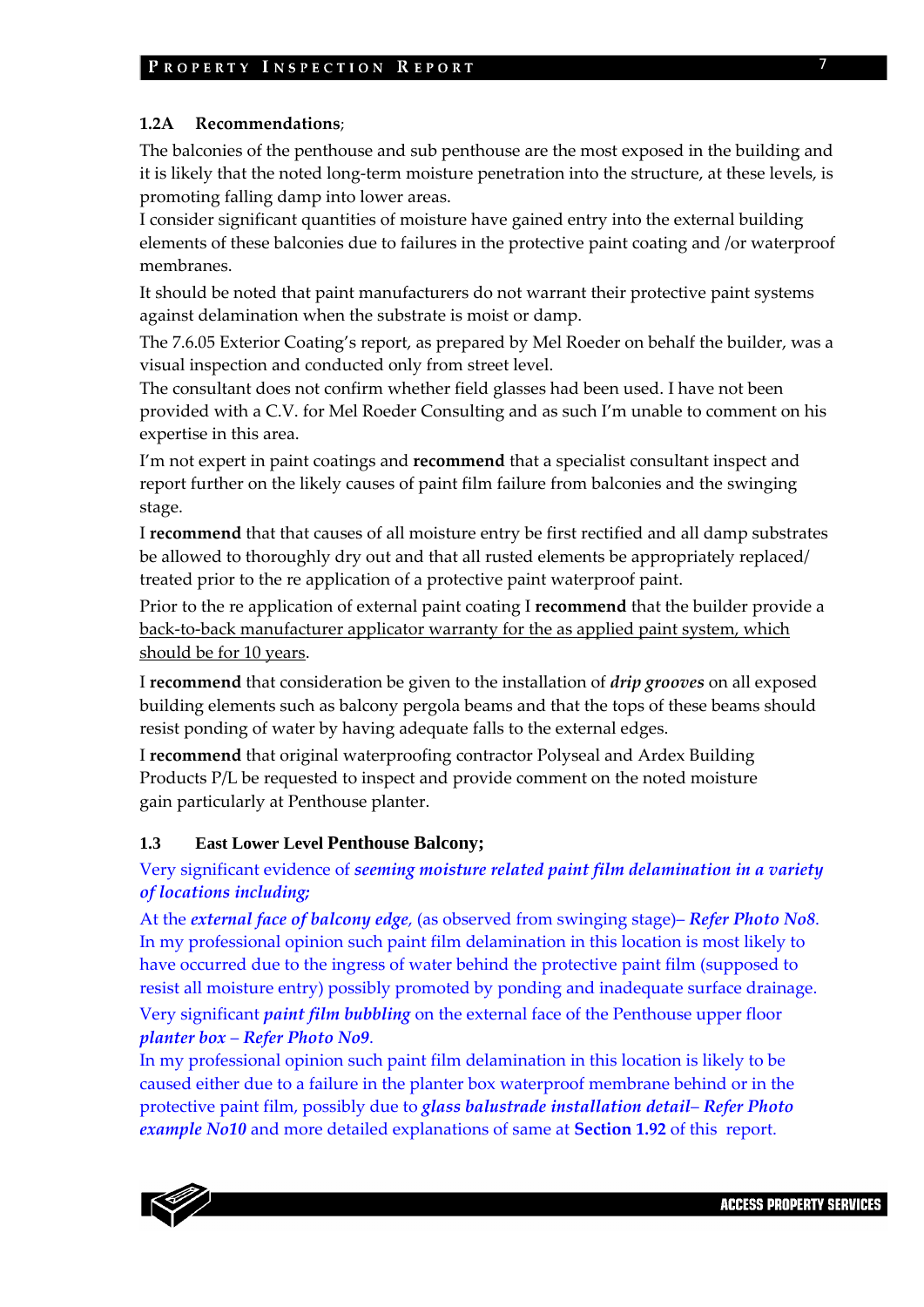### 1.2A Recommendations;

The balconies of the penthouse and sub penthouse are the most exposed in the building and it is likely that the noted long-term moisture penetration into the structure, at these levels, is promoting falling damp into lower areas.

I consider significant quantities of moisture have gained entry into the external building elements of these balconies due to failures in the protective paint coating and /or waterproof membranes.

It should be noted that paint manufacturers do not warrant their protective paint systems against delamination when the substrate is moist or damp.

The 7.6.05 Exterior Coating's report, as prepared by Mel Roeder on behalf the builder, was a visual inspection and conducted only from street level.

The consultant does not confirm whether field glasses had been used. I have not been provided with a C.V. for Mel Roeder Consulting and as such I'm unable to comment on his expertise in this area.

I'm not expert in paint coatings and **recommend** that a specialist consultant inspect and report further on the likely causes of paint film failure from balconies and the swinging stage.

I **recommend** that that causes of all moisture entry be first rectified and all damp substrates be allowed to thoroughly dry out and that all rusted elements be appropriately replaced/ treated prior to the re application of a protective paint waterproof paint.

Prior to the re application of external paint coating I **recommend** that the builder provide a <u>back-to-back manufacturer applicator warranty for the as applied paint system, which should be for 10 years</u>.

I **recommend** that consideration be given to the installation of ***drip grooves*** on all exposed building elements such as balcony pergola beams and that the tops of these beams should resist ponding of water by having adequate falls to the external edges.

I **recommend** that original waterproofing contractor Polyseal and Ardex Building Products P/L be requested to inspect and provide comment on the noted moisture gain particularly at Penthouse planter.

### 1.3 East Lower Level Penthouse Balcony;

Very significant evidence of ***seeming moisture related paint film delamination in a variety of locations including;***

At the ***external face of balcony edge***, (as observed from swinging stage)– ***Refer Photo No8***. In my professional opinion such paint film delamination in this location is most likely to have occurred due to the ingress of water behind the protective paint film (supposed to resist all moisture entry) possibly promoted by ponding and inadequate surface drainage.

Very significant ***paint film bubbling*** on the external face of the Penthouse upper floor ***planter box – Refer Photo No9***.

In my professional opinion such paint film delamination in this location is likely to be caused either due to a failure in the planter box waterproof membrane behind or in the protective paint film, possibly due to ***glass balustrade installation detail– Refer Photo example No10*** and more detailed explanations of same at **Section 1.92** of this report.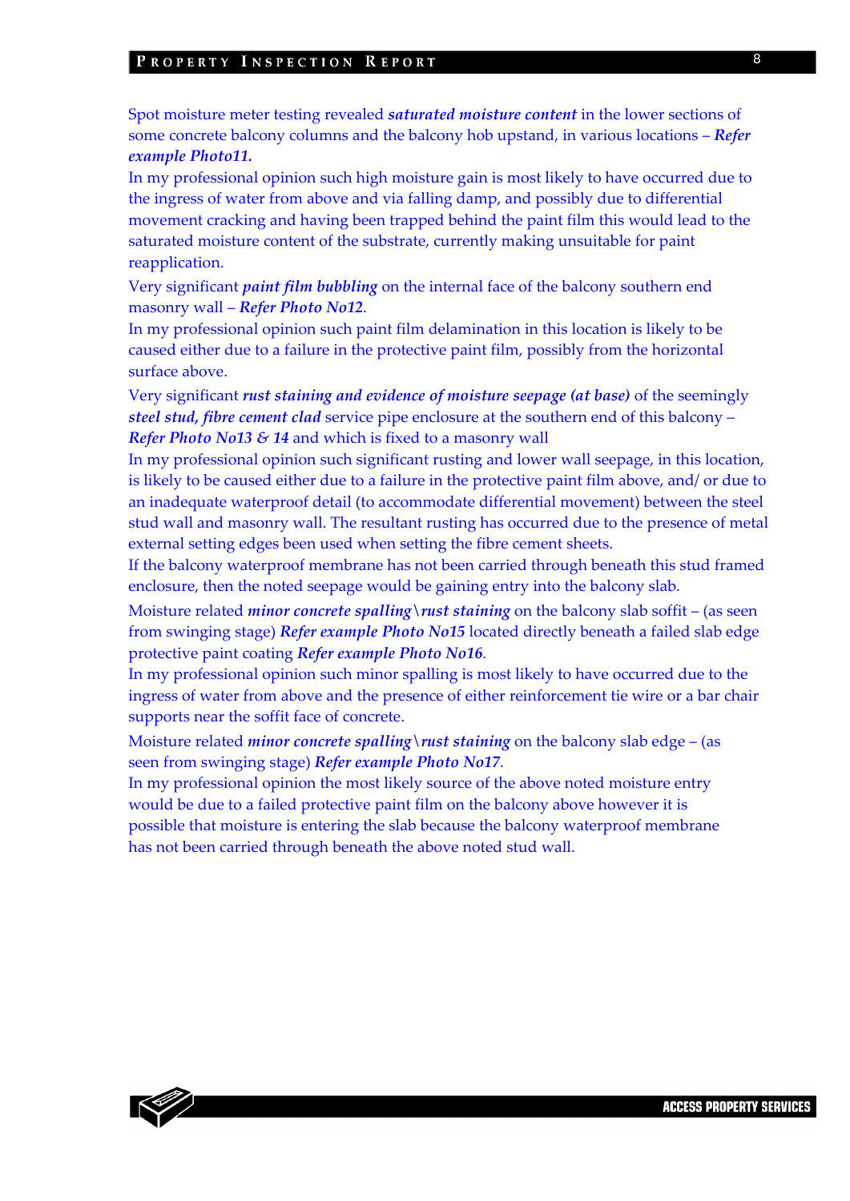Spot moisture meter testing revealed ***saturated moisture content*** in the lower sections of some concrete balcony columns and the balcony hob upstand, in various locations – ***Refer example Photo11.***

In my professional opinion such high moisture gain is most likely to have occurred due to the ingress of water from above and via falling damp, and possibly due to differential movement cracking and having been trapped behind the paint film this would lead to the saturated moisture content of the substrate, currently making unsuitable for paint reapplication.

Very significant ***paint film bubbling*** on the internal face of the balcony southern end masonry wall – *Refer Photo No12*.

In my professional opinion such paint film delamination in this location is likely to be caused either due to a failure in the protective paint film, possibly from the horizontal surface above.

Very significant ***rust staining and evidence of moisture seepage (at base)*** of the seemingly ***steel stud, fibre cement clad*** service pipe enclosure at the southern end of this balcony – ***Refer Photo No13 & 14*** and which is fixed to a masonry wall

In my professional opinion such significant rusting and lower wall seepage, in this location, is likely to be caused either due to a failure in the protective paint film above, and/ or due to an inadequate waterproof detail (to accommodate differential movement) between the steel stud wall and masonry wall. The resultant rusting has occurred due to the presence of metal external setting edges been used when setting the fibre cement sheets.

If the balcony waterproof membrane has not been carried through beneath this stud framed enclosure, then the noted seepage would be gaining entry into the balcony slab.

Moisture related ***minor concrete spalling\rust staining*** on the balcony slab soffit – (as seen from swinging stage) ***Refer example Photo No15*** located directly beneath a failed slab edge protective paint coating ***Refer example Photo No16***.

In my professional opinion such minor spalling is most likely to have occurred due to the ingress of water from above and the presence of either reinforcement tie wire or a bar chair supports near the soffit face of concrete.

Moisture related ***minor concrete spalling\rust staining*** on the balcony slab edge – (as seen from swinging stage) ***Refer example Photo No17***.

In my professional opinion the most likely source of the above noted moisture entry would be due to a failed protective paint film on the balcony above however it is possible that moisture is entering the slab because the balcony waterproof membrane has not been carried through beneath the above noted stud wall.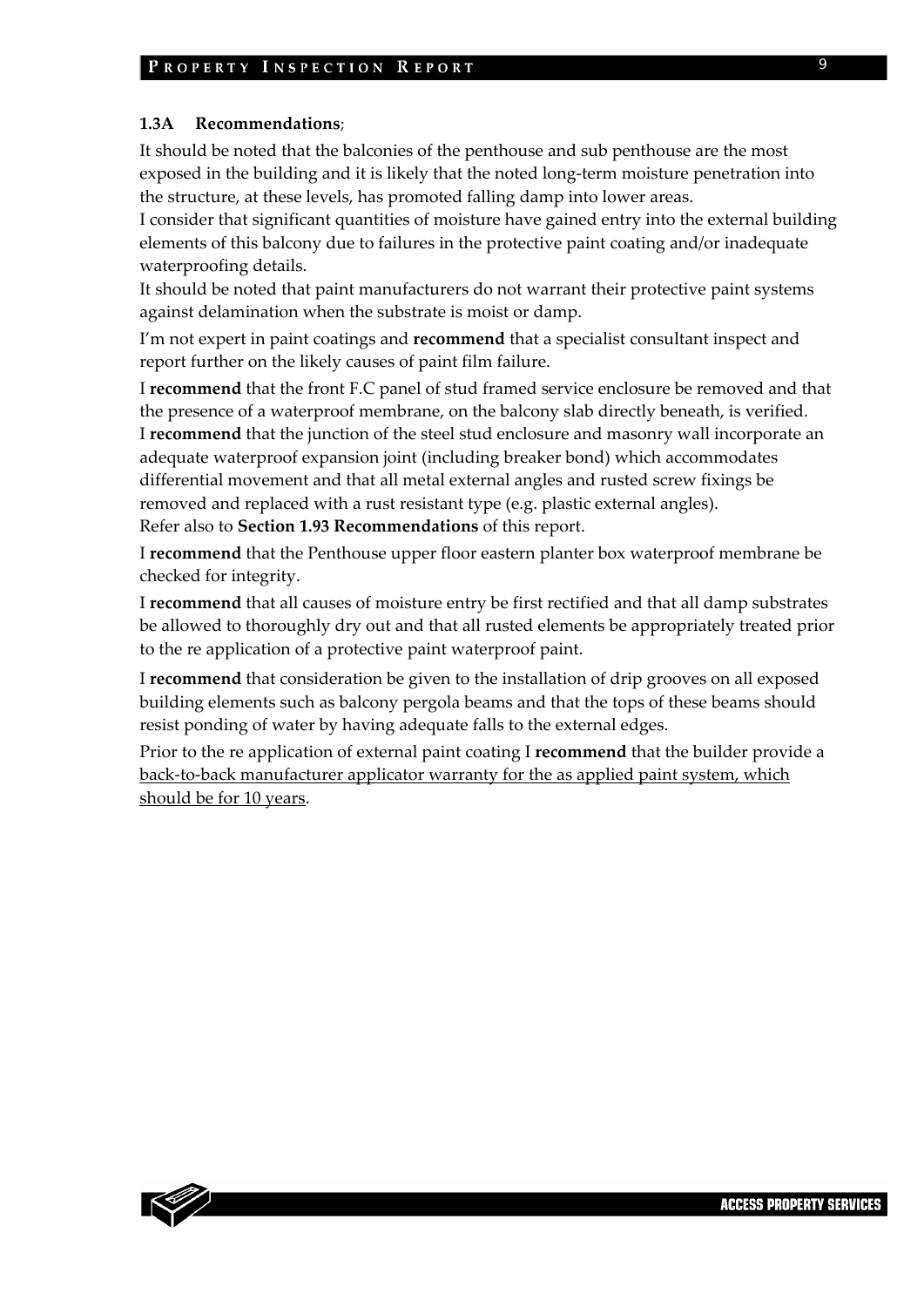### 1.3A Recommendations;

It should be noted that the balconies of the penthouse and sub penthouse are the most exposed in the building and it is likely that the noted long-term moisture penetration into the structure, at these levels, has promoted falling damp into lower areas.
I consider that significant quantities of moisture have gained entry into the external building elements of this balcony due to failures in the protective paint coating and/or inadequate waterproofing details.
It should be noted that paint manufacturers do not warrant their protective paint systems against delamination when the substrate is moist or damp.

I'm not expert in paint coatings and **recommend** that a specialist consultant inspect and report further on the likely causes of paint film failure.

I **recommend** that the front F.C panel of stud framed service enclosure be removed and that the presence of a waterproof membrane, on the balcony slab directly beneath, is verified.
I **recommend** that the junction of the steel stud enclosure and masonry wall incorporate an adequate waterproof expansion joint (including breaker bond) which accommodates differential movement and that all metal external angles and rusted screw fixings be removed and replaced with a rust resistant type (e.g. plastic external angles).
Refer also to **Section 1.93 Recommendations** of this report.

I **recommend** that the Penthouse upper floor eastern planter box waterproof membrane be checked for integrity.

I **recommend** that all causes of moisture entry be first rectified and that all damp substrates be allowed to thoroughly dry out and that all rusted elements be appropriately treated prior to the re application of a protective paint waterproof paint.

I **recommend** that consideration be given to the installation of drip grooves on all exposed building elements such as balcony pergola beams and that the tops of these beams should resist ponding of water by having adequate falls to the external edges.

Prior to the re application of external paint coating I **recommend** that the builder provide a back-to-back manufacturer applicator warranty for the as applied paint system, which should be for 10 years.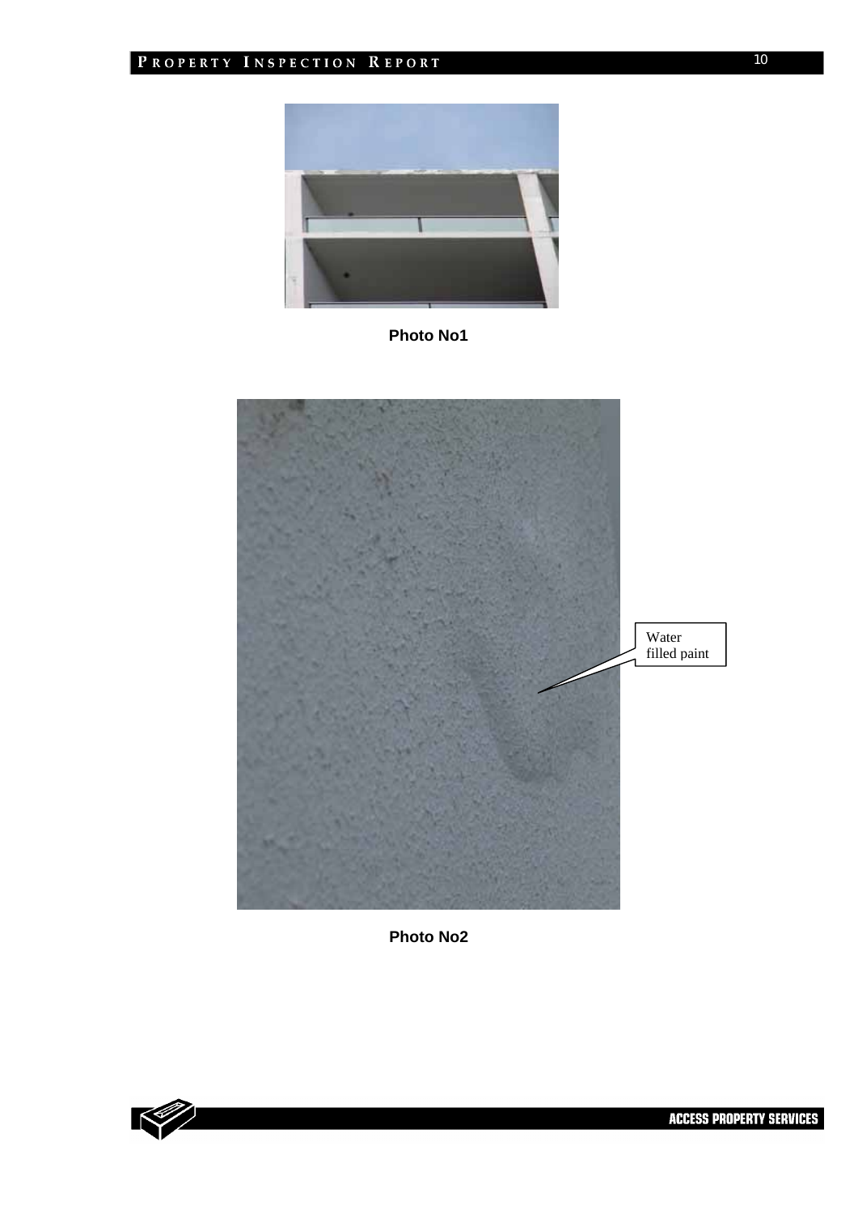**Photo No1**

Water filled paint

**Photo No2**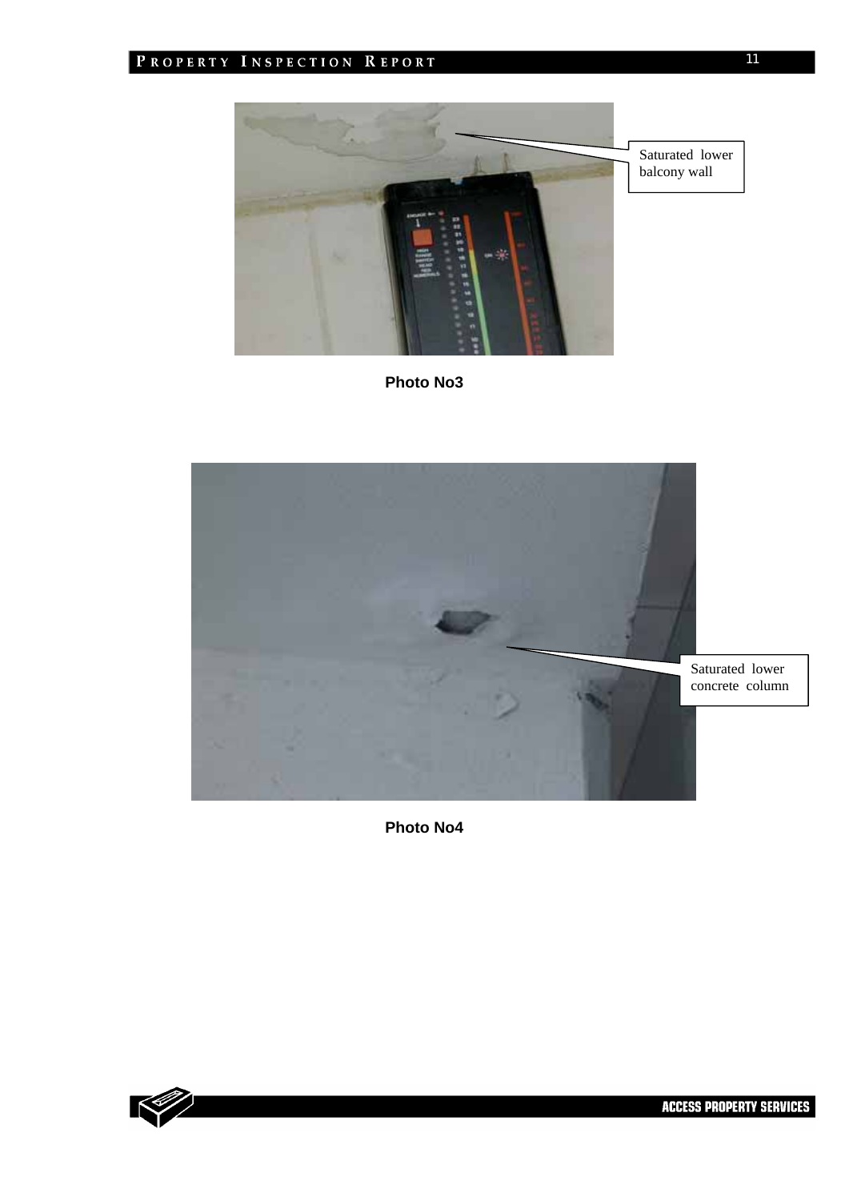Saturated lower balcony wall

**Photo No3**

Saturated lower concrete column

**Photo No4**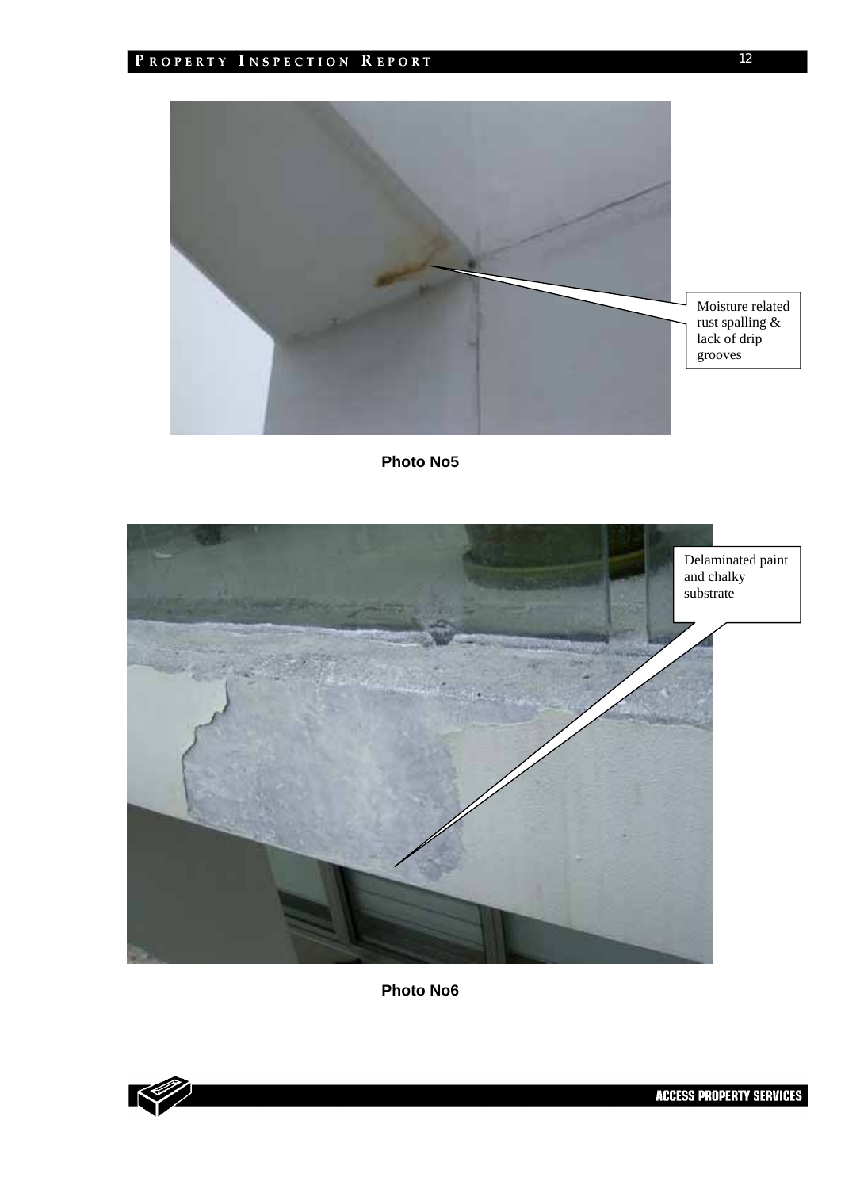Moisture related rust spalling & lack of drip grooves

**Photo No5**

Delaminated paint and chalky substrate

**Photo No6**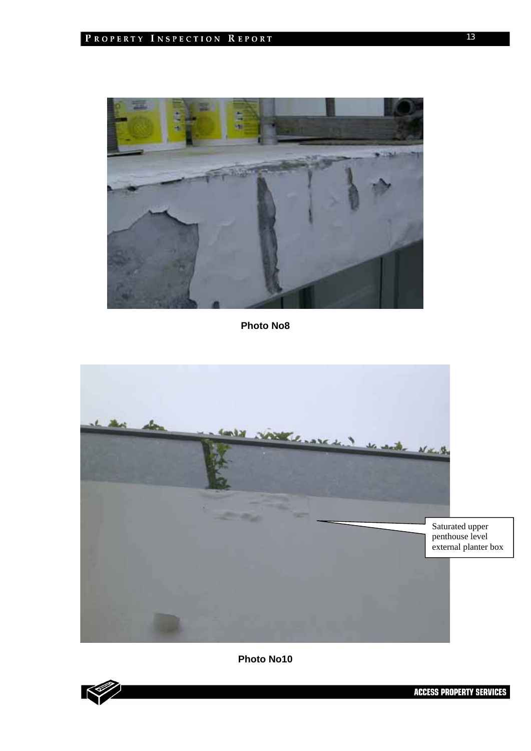**Photo No8**

Saturated upper penthouse level external planter box

**Photo No10**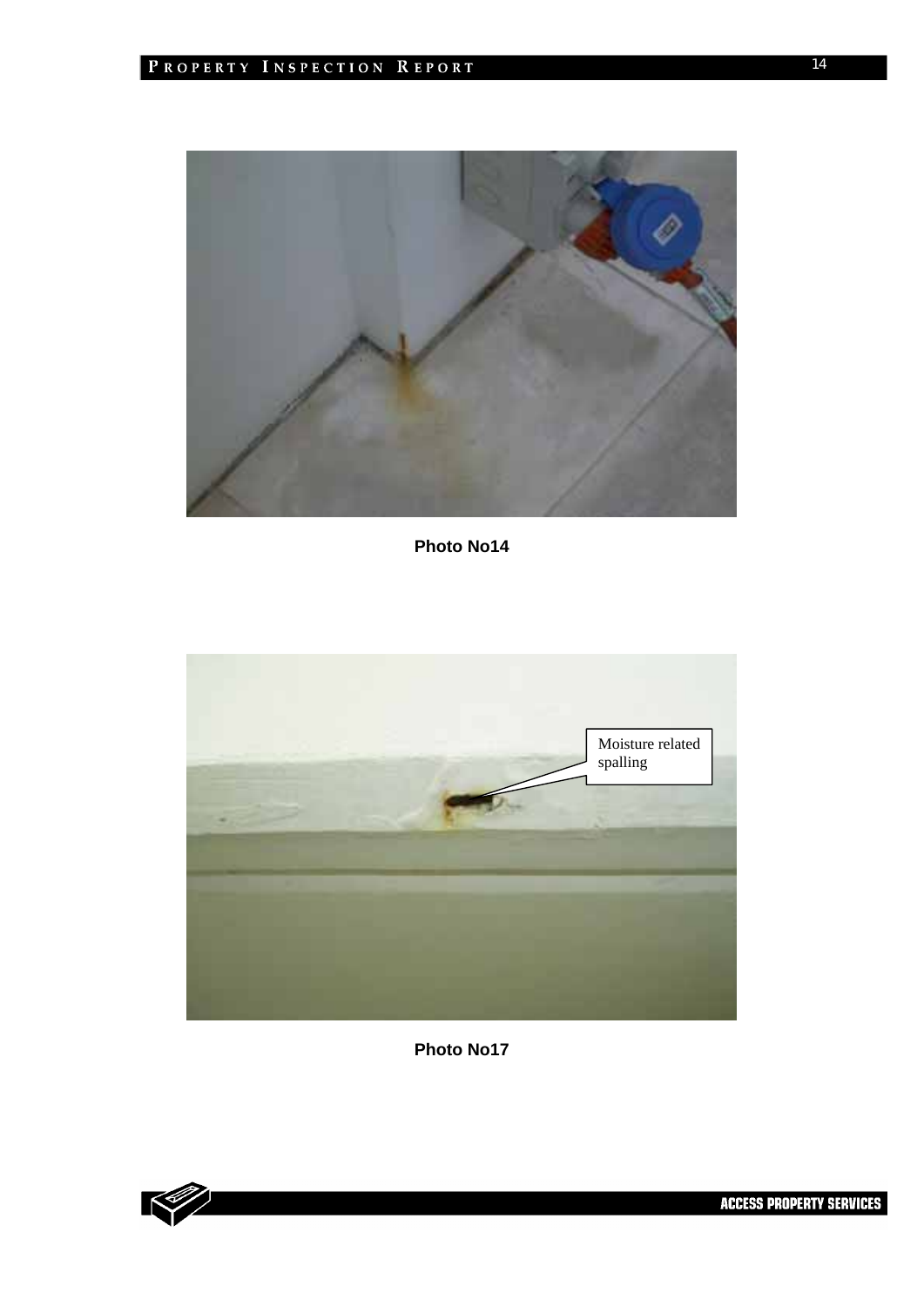Photo No14

Moisture related spalling

Photo No17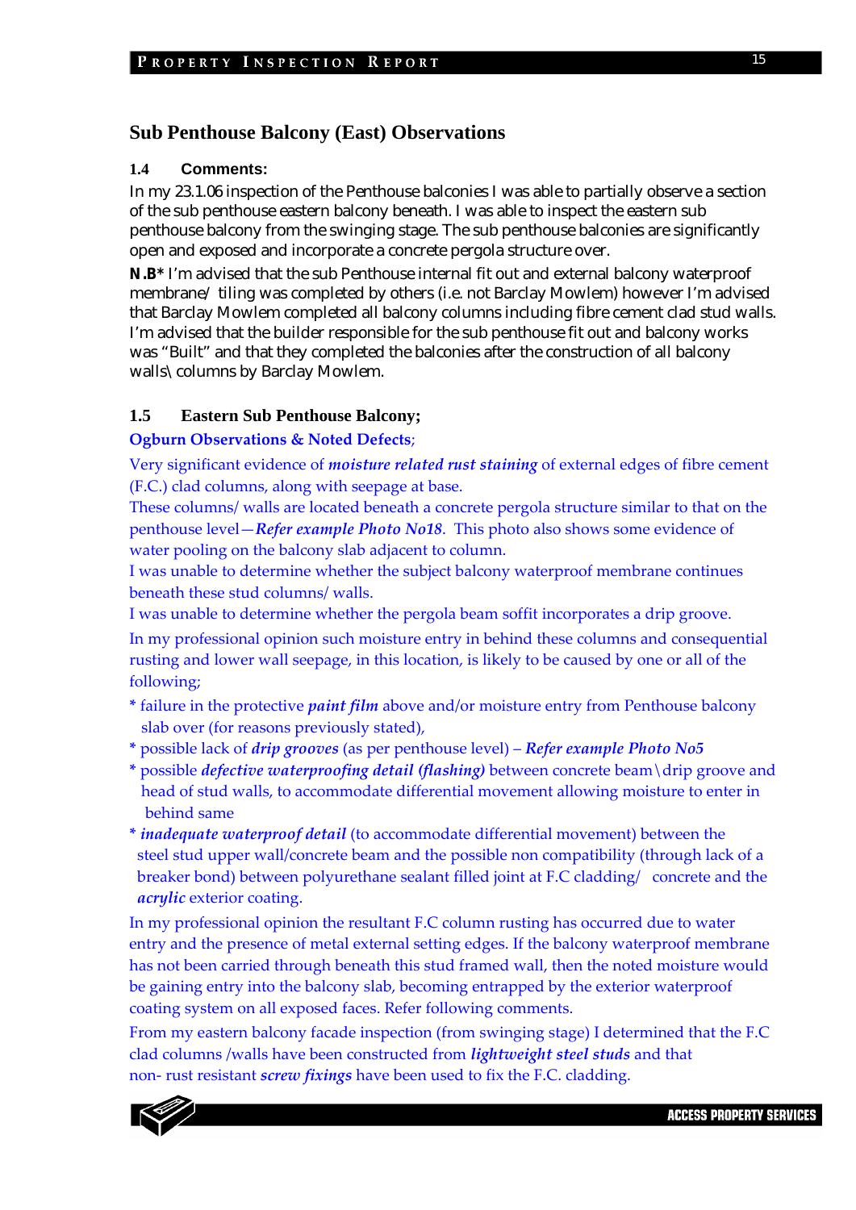## Sub Penthouse Balcony (East) Observations

**1.4 Comments:**

In my 23.1.06 inspection of the Penthouse balconies I was able to partially observe a section of the sub penthouse eastern balcony beneath. I was able to inspect the eastern sub penthouse balcony from the swinging stage. The sub penthouse balconies are significantly open and exposed and incorporate a concrete pergola structure over.

**N.B*** I'm advised that the sub Penthouse internal fit out and external balcony waterproof membrane/ tiling was completed by others (i.e. not Barclay Mowlem) however I'm advised that Barclay Mowlem completed all balcony columns including fibre cement clad stud walls. I'm advised that the builder responsible for the sub penthouse fit out and balcony works was "Built" and that they completed the balconies after the construction of all balcony walls\ columns by Barclay Mowlem.

**1.5 Eastern Sub Penthouse Balcony;**

**Ogburn Observations & Noted Defects**;

Very significant evidence of ***moisture related rust staining*** of external edges of fibre cement (F.C.) clad columns, along with seepage at base.

These columns/ walls are located beneath a concrete pergola structure similar to that on the penthouse level—***Refer example Photo No18***. This photo also shows some evidence of water pooling on the balcony slab adjacent to column.

I was unable to determine whether the subject balcony waterproof membrane continues beneath these stud columns/ walls.

I was unable to determine whether the pergola beam soffit incorporates a drip groove.

In my professional opinion such moisture entry in behind these columns and consequential rusting and lower wall seepage, in this location, is likely to be caused by one or all of the following;

* failure in the protective ***paint film*** above and/or moisture entry from Penthouse balcony slab over (for reasons previously stated),
* possible lack of ***drip grooves*** (as per penthouse level) – ***Refer example Photo No5***
* possible ***defective waterproofing detail (flashing)*** between concrete beam\drip groove and head of stud walls, to accommodate differential movement allowing moisture to enter in behind same
* ***inadequate waterproof detail*** (to accommodate differential movement) between the steel stud upper wall/concrete beam and the possible non compatibility (through lack of a breaker bond) between polyurethane sealant filled joint at F.C cladding/ concrete and the ***acrylic*** exterior coating.

In my professional opinion the resultant F.C column rusting has occurred due to water entry and the presence of metal external setting edges. If the balcony waterproof membrane has not been carried through beneath this stud framed wall, then the noted moisture would be gaining entry into the balcony slab, becoming entrapped by the exterior waterproof coating system on all exposed faces. Refer following comments.

From my eastern balcony facade inspection (from swinging stage) I determined that the F.C clad columns /walls have been constructed from ***lightweight steel studs*** and that non- rust resistant ***screw fixings*** have been used to fix the F.C. cladding.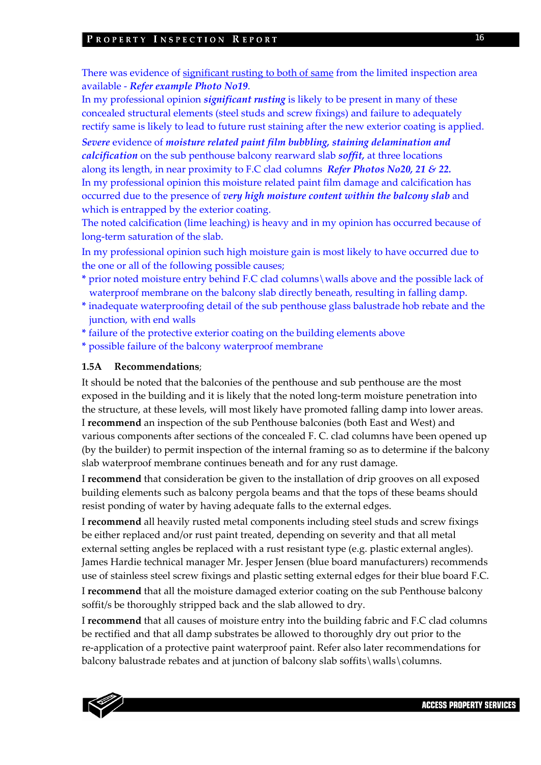There was evidence of significant rusting to both of same from the limited inspection area available - ***Refer example Photo No19***.

In my professional opinion ***significant rusting*** is likely to be present in many of these concealed structural elements (steel studs and screw fixings) and failure to adequately rectify same is likely to lead to future rust staining after the new exterior coating is applied.

***Severe*** evidence of ***moisture related paint film bubbling, staining delamination and calcification*** on the sub penthouse balcony rearward slab ***soffit,*** at three locations along its length, in near proximity to F.C clad columns ***Refer Photos No20, 21 & 22.***

In my professional opinion this moisture related paint film damage and calcification has occurred due to the presence of ***very high moisture content within the balcony slab*** and which is entrapped by the exterior coating.

The noted calcification (lime leaching) is heavy and in my opinion has occurred because of long-term saturation of the slab.

In my professional opinion such high moisture gain is most likely to have occurred due to the one or all of the following possible causes;

* prior noted moisture entry behind F.C clad columns\walls above and the possible lack of waterproof membrane on the balcony slab directly beneath, resulting in falling damp.
* inadequate waterproofing detail of the sub penthouse glass balustrade hob rebate and the junction, with end walls
* failure of the protective exterior coating on the building elements above
* possible failure of the balcony waterproof membrane

### 1.5A Recommendations;

It should be noted that the balconies of the penthouse and sub penthouse are the most exposed in the building and it is likely that the noted long-term moisture penetration into the structure, at these levels, will most likely have promoted falling damp into lower areas. I **recommend** an inspection of the sub Penthouse balconies (both East and West) and various components after sections of the concealed F. C. clad columns have been opened up (by the builder) to permit inspection of the internal framing so as to determine if the balcony slab waterproof membrane continues beneath and for any rust damage.

I **recommend** that consideration be given to the installation of drip grooves on all exposed building elements such as balcony pergola beams and that the tops of these beams should resist ponding of water by having adequate falls to the external edges.

I **recommend** all heavily rusted metal components including steel studs and screw fixings be either replaced and/or rust paint treated, depending on severity and that all metal external setting angles be replaced with a rust resistant type (e.g. plastic external angles). James Hardie technical manager Mr. Jesper Jensen (blue board manufacturers) recommends use of stainless steel screw fixings and plastic setting external edges for their blue board F.C.

I **recommend** that all the moisture damaged exterior coating on the sub Penthouse balcony soffit/s be thoroughly stripped back and the slab allowed to dry.

I **recommend** that all causes of moisture entry into the building fabric and F.C clad columns be rectified and that all damp substrates be allowed to thoroughly dry out prior to the re-application of a protective paint waterproof paint. Refer also later recommendations for balcony balustrade rebates and at junction of balcony slab soffits\walls\columns.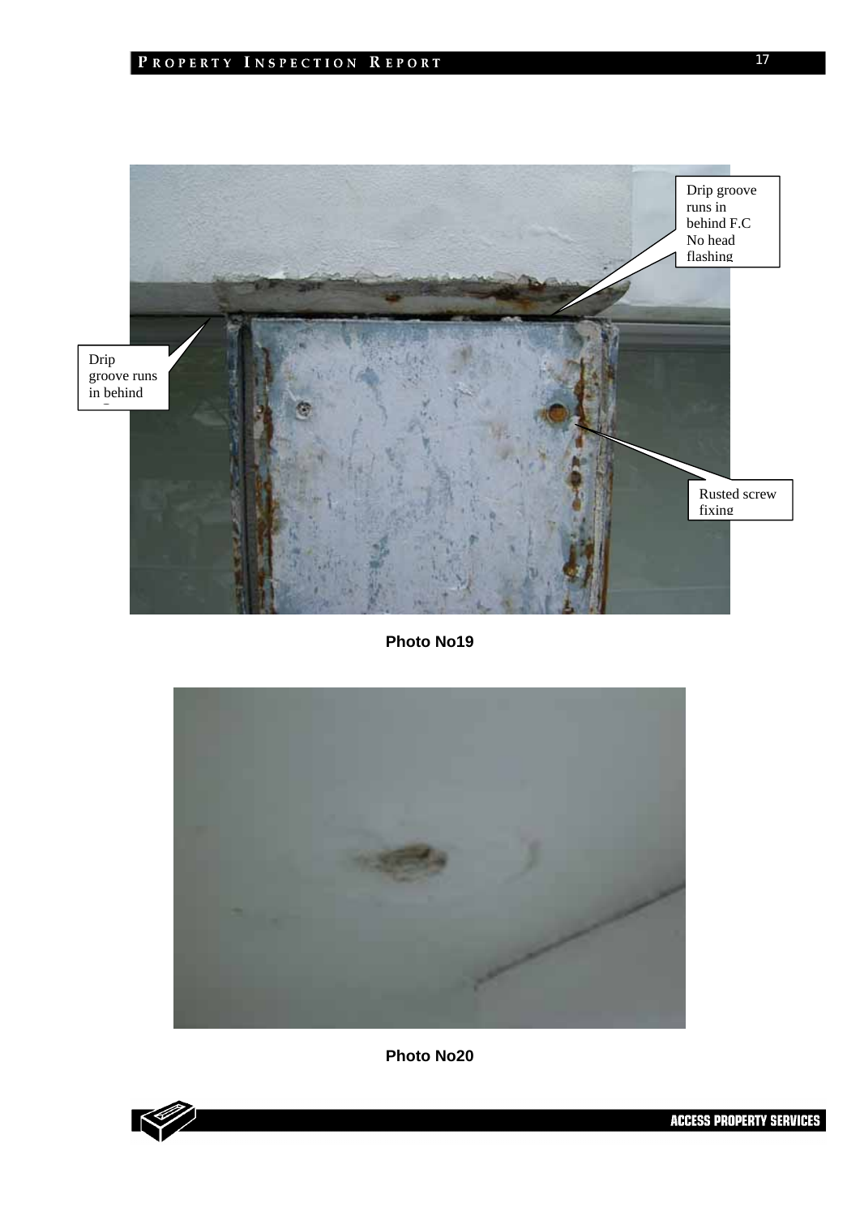Drip groove runs in behind F.C No head flashing

Drip groove runs in behind

Rusted screw fixing

**Photo No19**

**Photo No20**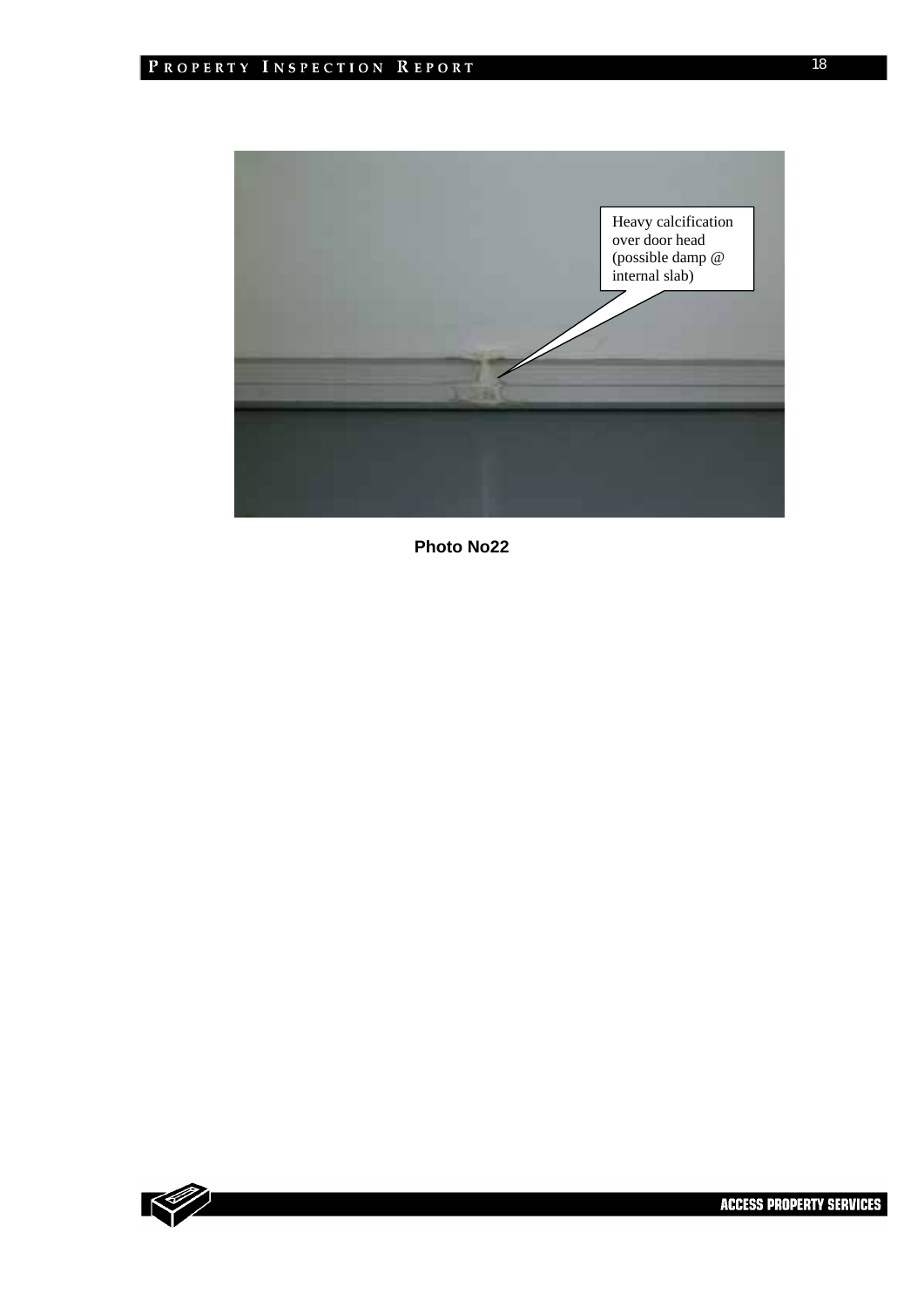Heavy calcification over door head (possible damp @ internal slab)

**Photo No22**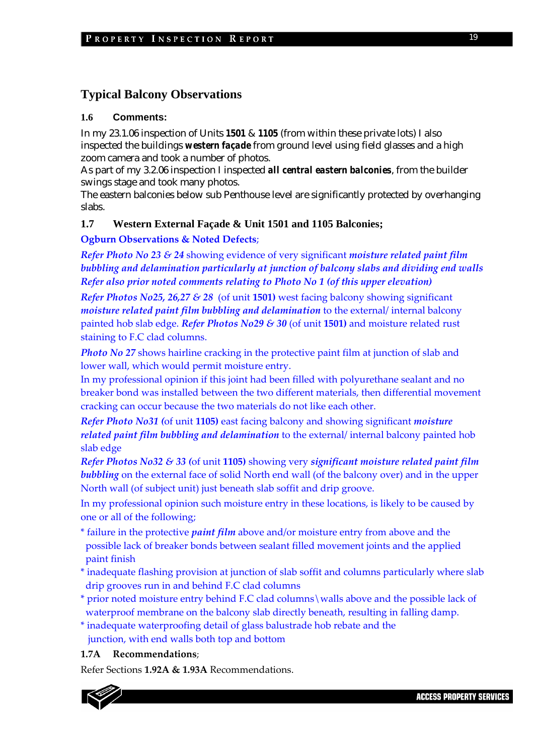## Typical Balcony Observations

**1.6 Comments:**

In my 23.1.06 inspection of Units **1501** & **1105** (from within these private lots) I also inspected the buildings ***western façade*** from ground level using field glasses and a high zoom camera and took a number of photos.
As part of my 3.2.06 inspection I inspected ***all central eastern balconies***, from the builder swings stage and took many photos.
The eastern balconies below sub Penthouse level are significantly protected by overhanging slabs.

**1.7 Western External Façade & Unit 1501 and 1105 Balconies;**

**Ogburn Observations & Noted Defects**;

*Refer Photo No 23 & 24* showing evidence of very significant ***moisture related paint film bubbling and delamination particularly at junction of balcony slabs and dividing end walls*** *Refer also prior noted comments relating to Photo No 1 (of this upper elevation)*

*Refer Photos No25, 26,27 & 28* (of unit **1501)** west facing balcony showing significant ***moisture related paint film bubbling and delamination*** to the external/ internal balcony painted hob slab edge. *Refer Photos No29 & 30* (of unit **1501)** and moisture related rust staining to F.C clad columns.

*Photo No 27* shows hairline cracking in the protective paint film at junction of slab and lower wall, which would permit moisture entry.
In my professional opinion if this joint had been filled with polyurethane sealant and no breaker bond was installed between the two different materials, then differential movement cracking can occur because the two materials do not like each other.

*Refer Photo No31* (of unit **1105)** east facing balcony and showing significant ***moisture related paint film bubbling and delamination*** to the external/ internal balcony painted hob slab edge
*Refer Photos No32 & 33* (of unit **1105)** showing very ***significant moisture related paint film bubbling*** on the external face of solid North end wall (of the balcony over) and in the upper North wall (of subject unit) just beneath slab soffit and drip groove.

In my professional opinion such moisture entry in these locations, is likely to be caused by one or all of the following;

* failure in the protective ***paint film*** above and/or moisture entry from above and the possible lack of breaker bonds between sealant filled movement joints and the applied paint finish
* inadequate flashing provision at junction of slab soffit and columns particularly where slab drip grooves run in and behind F.C clad columns
* prior noted moisture entry behind F.C clad columns\walls above and the possible lack of waterproof membrane on the balcony slab directly beneath, resulting in falling damp.
* inadequate waterproofing detail of glass balustrade hob rebate and the junction, with end walls both top and bottom

**1.7A Recommendations**;

Refer Sections **1.92A & 1.93A** Recommendations.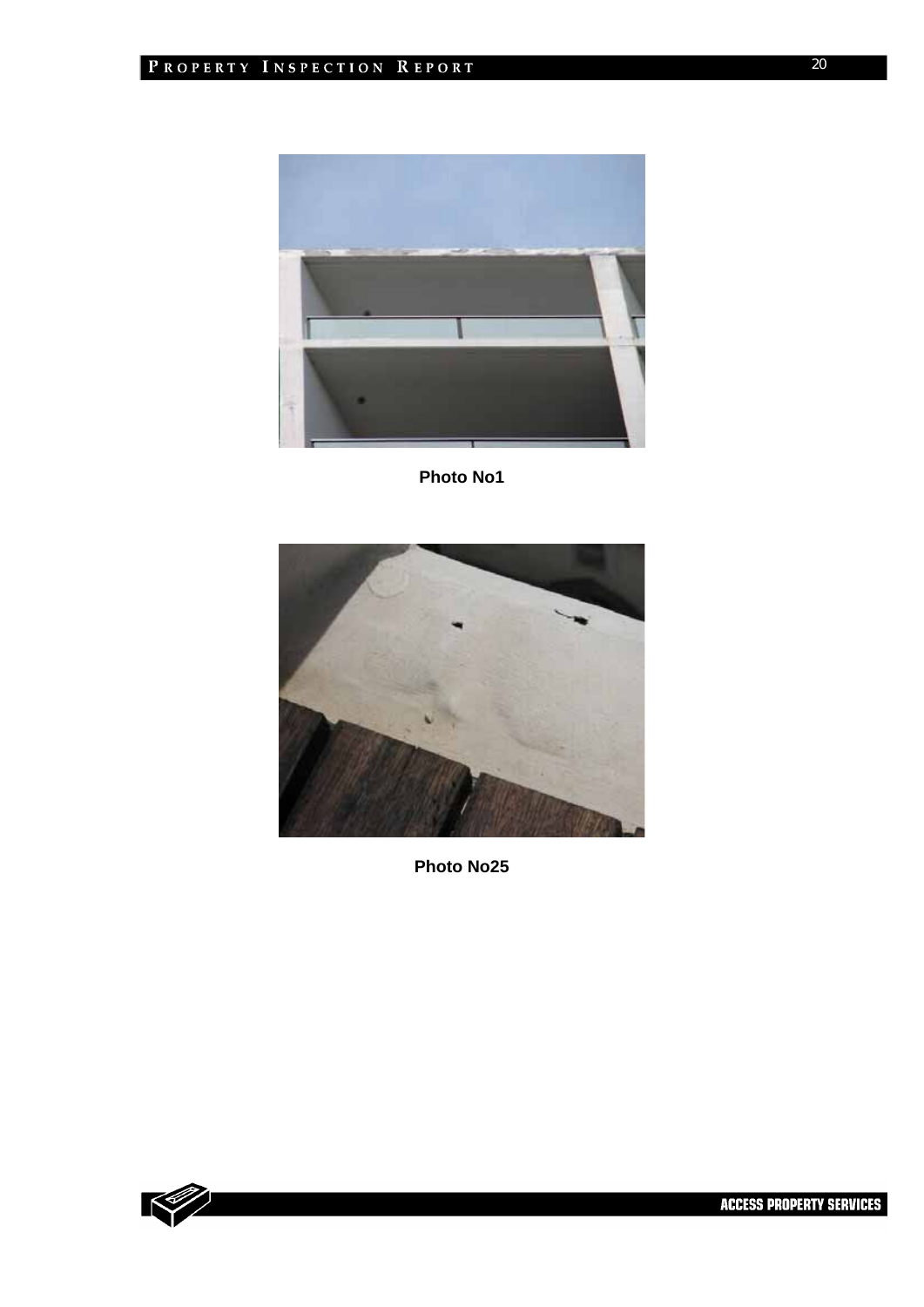Photo No1

Photo No25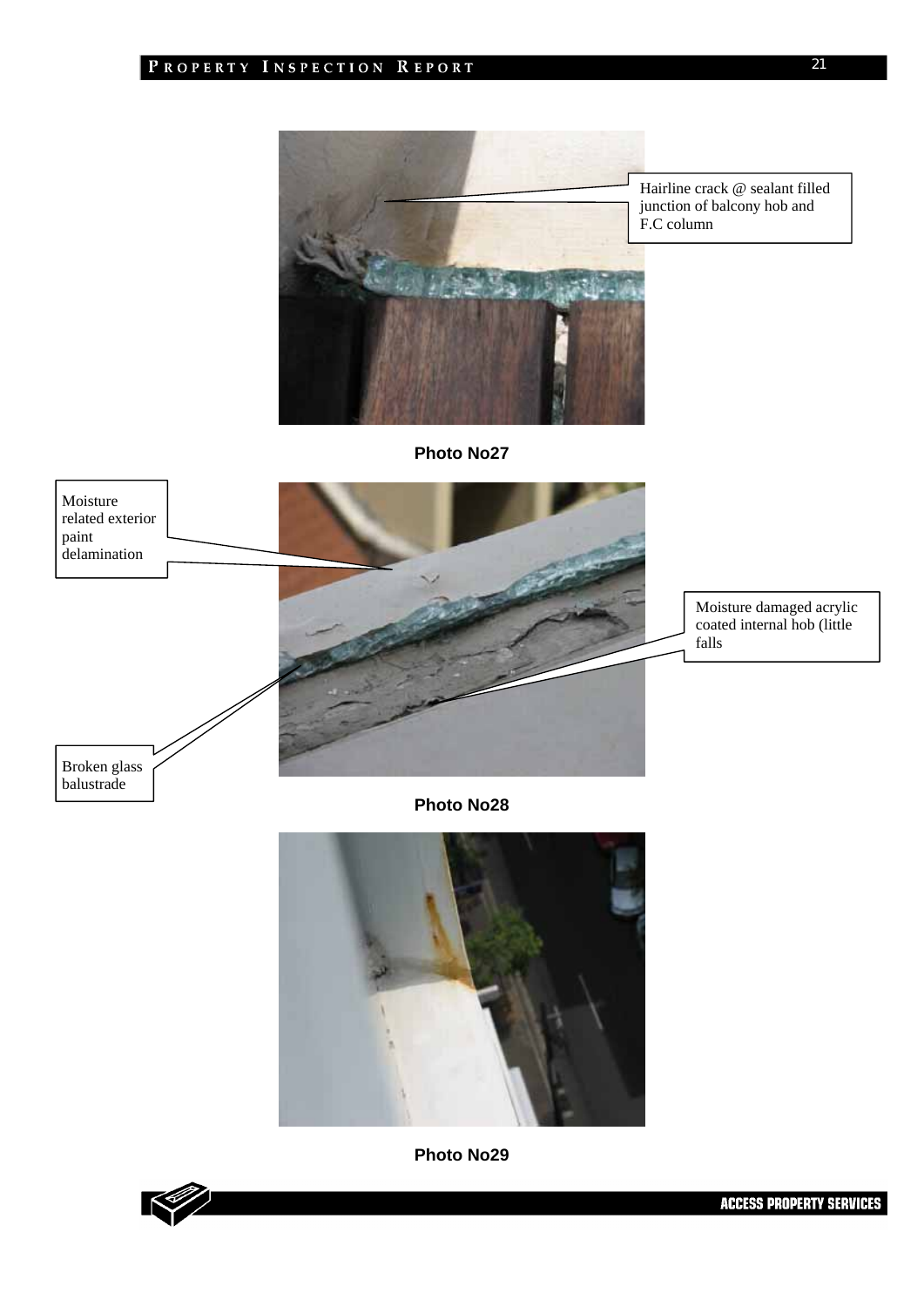Hairline crack @ sealant filled junction of balcony hob and F.C column

**Photo No27**

Moisture related exterior paint delamination

Moisture damaged acrylic coated internal hob (little falls

Broken glass balustrade

**Photo No28**

**Photo No29**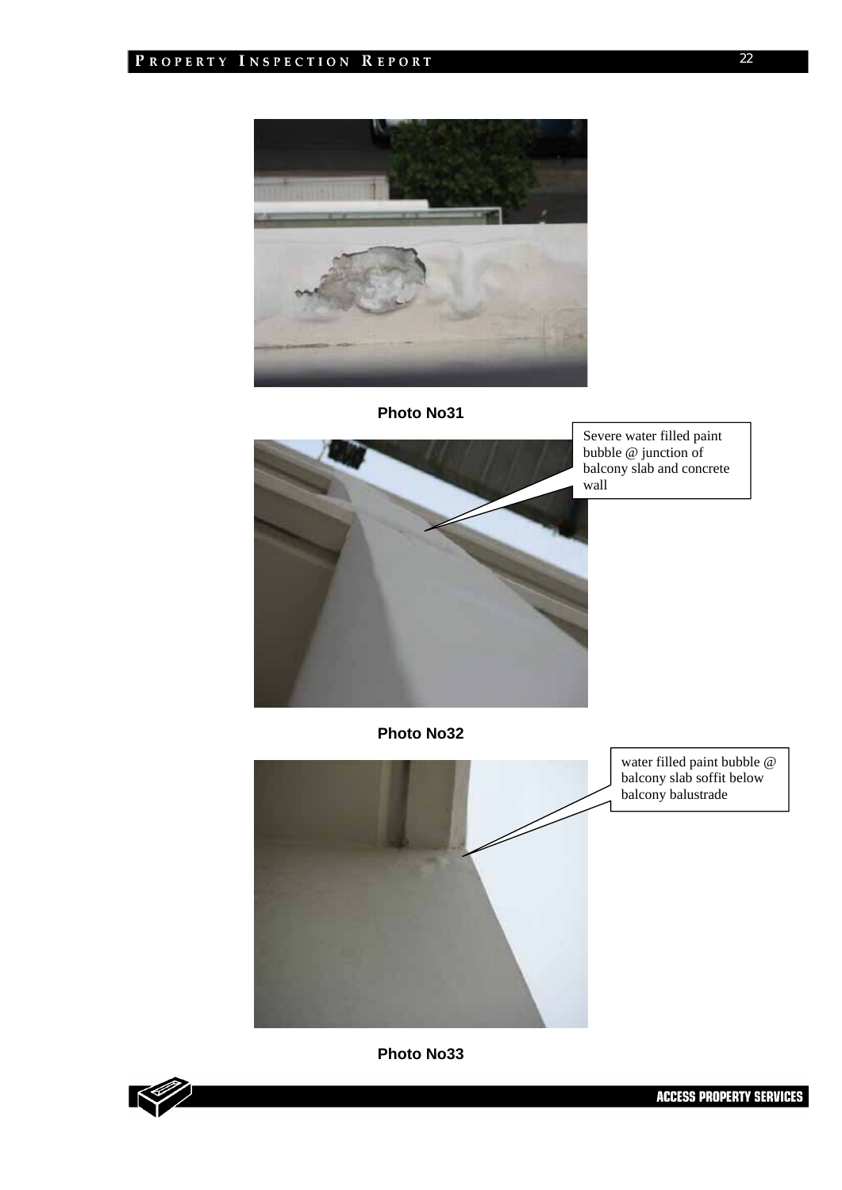**Photo No31**

Severe water filled paint bubble @ junction of balcony slab and concrete wall

**Photo No32**

water filled paint bubble @ balcony slab soffit below balcony balustrade

**Photo No33**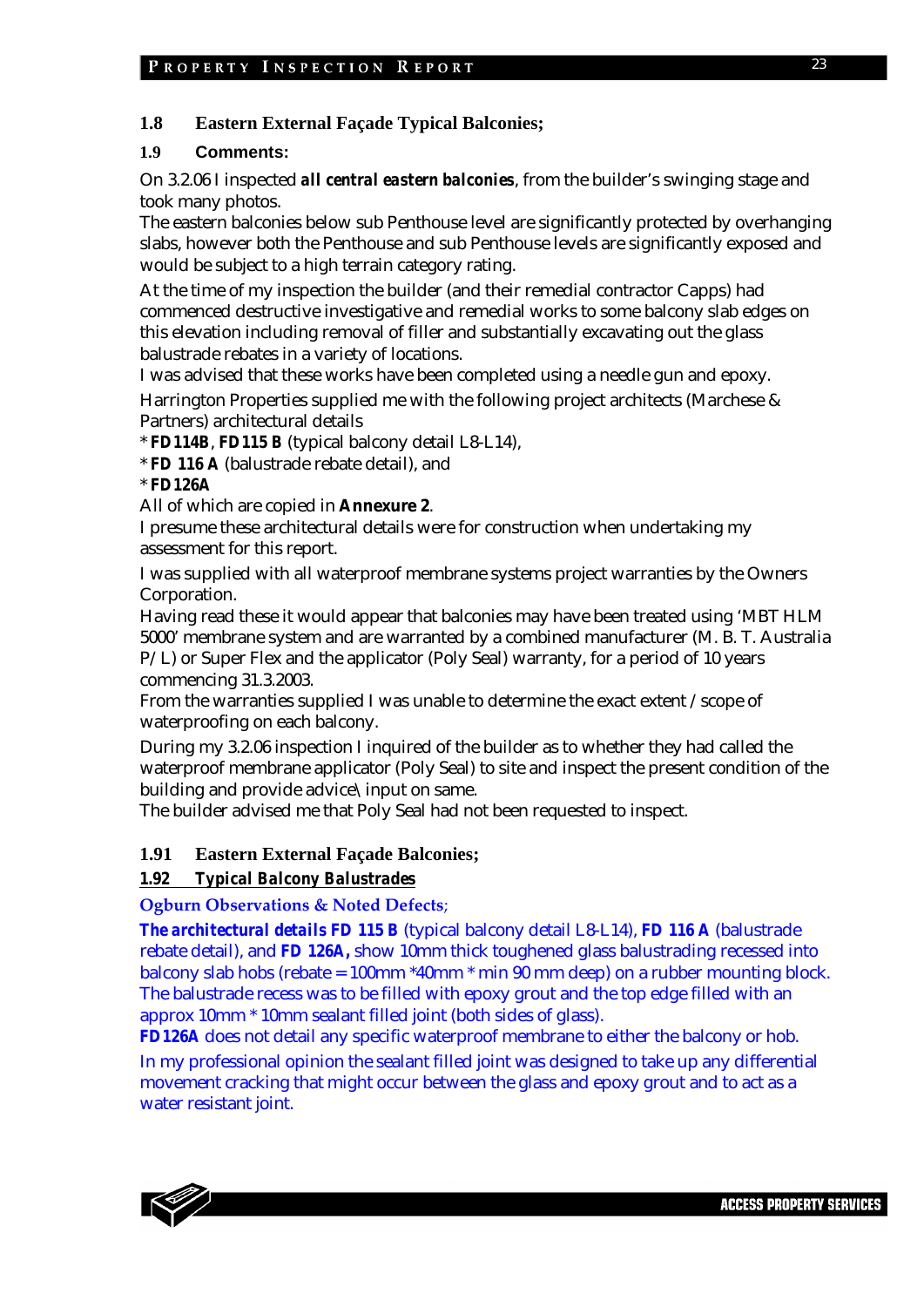### 1.8 Eastern External Façade Typical Balconies;

#### 1.9 Comments:

On 3.2.06 I inspected ***all central eastern balconies***, from the builder's swinging stage and took many photos.
The eastern balconies below sub Penthouse level are significantly protected by overhanging slabs, however both the Penthouse and sub Penthouse levels are significantly exposed and would be subject to a high terrain category rating.

At the time of my inspection the builder (and their remedial contractor Capps) had commenced destructive investigative and remedial works to some balcony slab edges on this elevation including removal of filler and substantially excavating out the glass balustrade rebates in a variety of locations.
I was advised that these works have been completed using a needle gun and epoxy.

Harrington Properties supplied me with the following project architects (Marchese & Partners) architectural details
* **FD114B**, **FD115 B** (typical balcony detail L8-L14),
* **FD 116 A** (balustrade rebate detail), and
* **FD126A**
All of which are copied in **Annexure 2**.
I presume these architectural details were for construction when undertaking my assessment for this report.

I was supplied with all waterproof membrane systems project warranties by the Owners Corporation.
Having read these it would appear that balconies may have been treated using 'MBT HLM 5000' membrane system and are warranted by a combined manufacturer (M. B. T. Australia P/L) or Super Flex and the applicator (Poly Seal) warranty, for a period of 10 years commencing 31.3.2003.
From the warranties supplied I was unable to determine the exact extent / scope of waterproofing on each balcony.

During my 3.2.06 inspection I inquired of the builder as to whether they had called the waterproof membrane applicator (Poly Seal) to site and inspect the present condition of the building and provide advice\input on same.
The builder advised me that Poly Seal had not been requested to inspect.

### 1.91 Eastern External Façade Balconies;

#### ***<u>1.92 Typical Balcony Balustrades</u>***

**Ogburn Observations & Noted Defects**;

***The architectural details FD 115 B*** (typical balcony detail L8-L14), **FD 116 A** (balustrade rebate detail), and **FD 126A,** show 10mm thick toughened glass balustrading recessed into balcony slab hobs (rebate = 100mm *40mm * min 90 mm deep) on a rubber mounting block. The balustrade recess was to be filled with epoxy grout and the top edge filled with an approx 10mm * 10mm sealant filled joint (both sides of glass).
**FD126A** does not detail any specific waterproof membrane to either the balcony or hob.

In my professional opinion the sealant filled joint was designed to take up any differential movement cracking that might occur between the glass and epoxy grout and to act as a water resistant joint.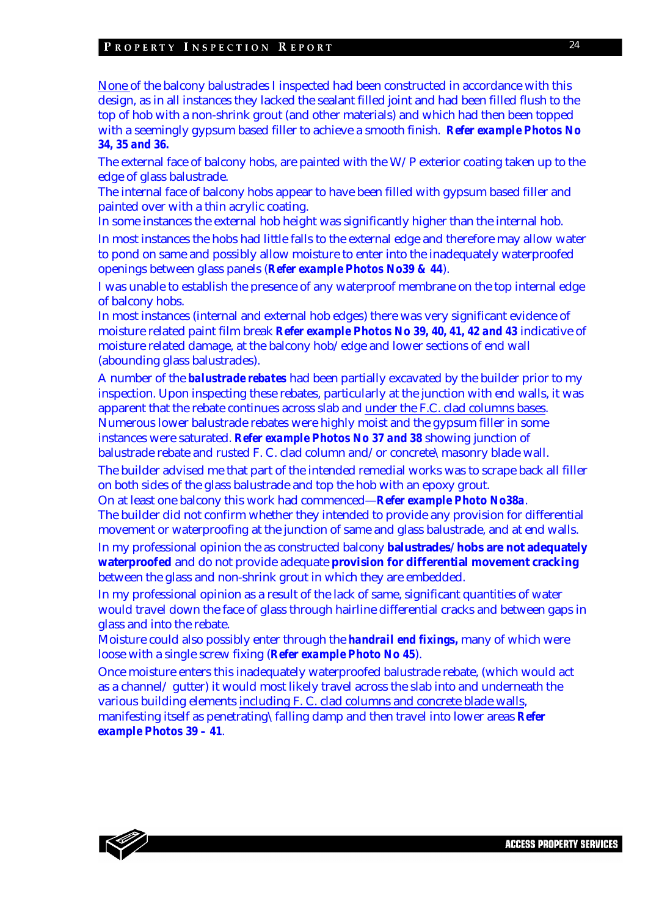<u>None</u> of the balcony balustrades I inspected had been constructed in accordance with this design, as in all instances they lacked the sealant filled joint and had been filled flush to the top of hob with a non-shrink grout (and other materials) and which had then been topped with a seemingly gypsum based filler to achieve a smooth finish. ***Refer example Photos No 34, 35 and 36.***

The external face of balcony hobs, are painted with the W/P exterior coating taken up to the edge of glass balustrade.

The internal face of balcony hobs appear to have been filled with gypsum based filler and painted over with a thin acrylic coating.

In some instances the external hob height was significantly higher than the internal hob.

In most instances the hobs had little falls to the external edge and therefore may allow water to pond on same and possibly allow moisture to enter into the inadequately waterproofed openings between glass panels (***Refer example Photos No39 & 44***).

I was unable to establish the presence of any waterproof membrane on the top internal edge of balcony hobs.

In most instances (internal and external hob edges) there was very significant evidence of moisture related paint film break ***Refer example Photos No 39, 40, 41, 42 and 43*** indicative of moisture related damage, at the balcony hob/edge and lower sections of end wall (abounding glass balustrades).

A number of the ***balustrade rebates*** had been partially excavated by the builder prior to my inspection. Upon inspecting these rebates, particularly at the junction with end walls, it was apparent that the rebate continues across slab and <u>under the F.C. clad columns bases</u>. Numerous lower balustrade rebates were highly moist and the gypsum filler in some instances were saturated. ***Refer example Photos No 37 and 38*** showing junction of balustrade rebate and rusted F. C. clad column and/or concrete\masonry blade wall.

The builder advised me that part of the intended remedial works was to scrape back all filler on both sides of the glass balustrade and top the hob with an epoxy grout.

On at least one balcony this work had commenced—***Refer example Photo No38a***.

The builder did not confirm whether they intended to provide any provision for differential movement or waterproofing at the junction of same and glass balustrade, and at end walls.

In my professional opinion the as constructed balcony **balustrades/hobs are not adequately waterproofed** and do not provide adequate **provision for differential movement cracking** between the glass and non-shrink grout in which they are embedded.

In my professional opinion as a result of the lack of same, significant quantities of water would travel down the face of glass through hairline differential cracks and between gaps in glass and into the rebate.

Moisture could also possibly enter through the ***handrail end fixings,*** many of which were loose with a single screw fixing (***Refer example Photo No 45***).

Once moisture enters this inadequately waterproofed balustrade rebate, (which would act as a channel/ gutter) it would most likely travel across the slab into and underneath the various building elements <u>including F. C. clad columns and concrete blade walls</u>, manifesting itself as penetrating\falling damp and then travel into lower areas ***Refer example Photos 39 – 41***.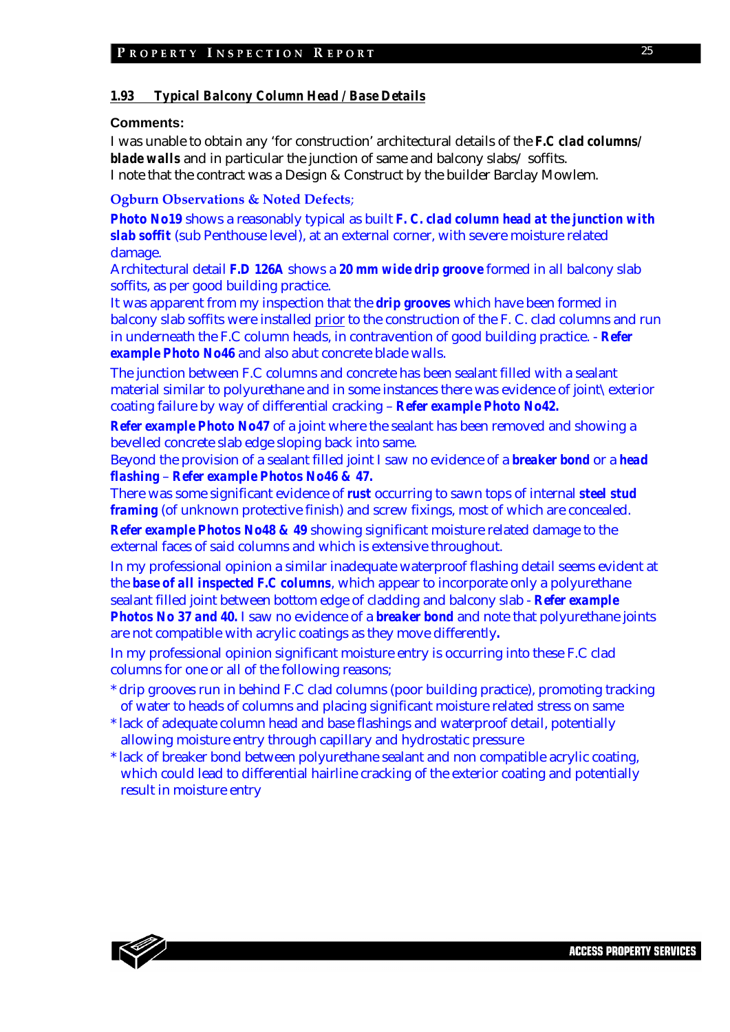### 1.93 Typical Balcony Column Head / Base Details

**Comments:**

I was unable to obtain any 'for construction' architectural details of the ***F.C clad columns/ blade walls*** and in particular the junction of same and balcony slabs/ soffits.
I note that the contract was a Design & Construct by the builder Barclay Mowlem.

**Ogburn Observations & Noted Defects**;

***Photo No19*** shows a reasonably typical as built ***F. C. clad column head at the junction with slab soffit*** (sub Penthouse level), at an external corner, with severe moisture related damage.
Architectural detail ***F.D 126A*** shows a ***20 mm wide drip groove*** formed in all balcony slab soffits, as per good building practice.
It was apparent from my inspection that the ***drip grooves*** which have been formed in balcony slab soffits were installed prior to the construction of the F. C. clad columns and run in underneath the F.C column heads, in contravention of good building practice. - ***Refer example Photo No46*** and also abut concrete blade walls.

The junction between F.C columns and concrete has been sealant filled with a sealant material similar to polyurethane and in some instances there was evidence of joint\ exterior coating failure by way of differential cracking – ***Refer example Photo No42.***

***Refer example Photo No47*** of a joint where the sealant has been removed and showing a bevelled concrete slab edge sloping back into same.
Beyond the provision of a sealant filled joint I saw no evidence of a ***breaker bond*** or a ***head flashing*** – ***Refer example Photos No46 & 47.***
There was some significant evidence of ***rust*** occurring to sawn tops of internal ***steel stud framing*** (of unknown protective finish) and screw fixings, most of which are concealed.

***Refer example Photos No48 & 49*** showing significant moisture related damage to the external faces of said columns and which is extensive throughout.

In my professional opinion a similar inadequate waterproof flashing detail seems evident at the ***base of all inspected F.C columns***, which appear to incorporate only a polyurethane sealant filled joint between bottom edge of cladding and balcony slab - ***Refer example Photos No 37 and 40.*** I saw no evidence of a ***breaker bond*** and note that polyurethane joints are not compatible with acrylic coatings as they move differently**.**

In my professional opinion significant moisture entry is occurring into these F.C clad columns for one or all of the following reasons;

* drip grooves run in behind F.C clad columns (poor building practice), promoting tracking of water to heads of columns and placing significant moisture related stress on same
* lack of adequate column head and base flashings and waterproof detail, potentially allowing moisture entry through capillary and hydrostatic pressure
* lack of breaker bond between polyurethane sealant and non compatible acrylic coating, which could lead to differential hairline cracking of the exterior coating and potentially result in moisture entry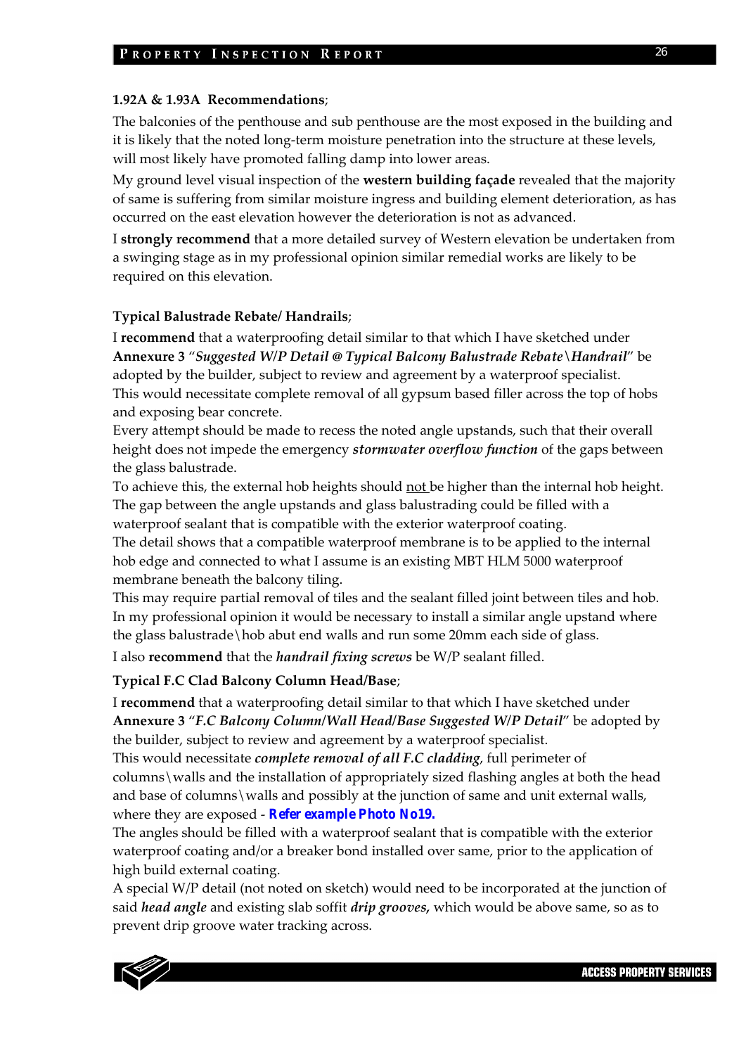**1.92A & 1.93A Recommendations**;

The balconies of the penthouse and sub penthouse are the most exposed in the building and it is likely that the noted long-term moisture penetration into the structure at these levels, will most likely have promoted falling damp into lower areas.

My ground level visual inspection of the **western building façade** revealed that the majority of same is suffering from similar moisture ingress and building element deterioration, as has occurred on the east elevation however the deterioration is not as advanced.

I **strongly recommend** that a more detailed survey of Western elevation be undertaken from a swinging stage as in my professional opinion similar remedial works are likely to be required on this elevation.

**Typical Balustrade Rebate/ Handrails**;

I **recommend** that a waterproofing detail similar to that which I have sketched under **Annexure 3** "***Suggested W/P Detail @ Typical Balcony Balustrade Rebate\Handrail***" be adopted by the builder, subject to review and agreement by a waterproof specialist.
This would necessitate complete removal of all gypsum based filler across the top of hobs and exposing bear concrete.
Every attempt should be made to recess the noted angle upstands, such that their overall height does not impede the emergency ***stormwater overflow function*** of the gaps between the glass balustrade.
To achieve this, the external hob heights should <u>not</u> be higher than the internal hob height.
The gap between the angle upstands and glass balustrading could be filled with a waterproof sealant that is compatible with the exterior waterproof coating.
The detail shows that a compatible waterproof membrane is to be applied to the internal hob edge and connected to what I assume is an existing MBT HLM 5000 waterproof membrane beneath the balcony tiling.
This may require partial removal of tiles and the sealant filled joint between tiles and hob.
In my professional opinion it would be necessary to install a similar angle upstand where the glass balustrade\hob abut end walls and run some 20mm each side of glass.

I also **recommend** that the ***handrail fixing screws*** be W/P sealant filled.

**Typical F.C Clad Balcony Column Head/Base**;

I **recommend** that a waterproofing detail similar to that which I have sketched under **Annexure 3** "***F.C Balcony Column/Wall Head/Base Suggested W/P Detail***" be adopted by the builder, subject to review and agreement by a waterproof specialist.
This would necessitate ***complete removal of all F.C cladding***, full perimeter of columns\walls and the installation of appropriately sized flashing angles at both the head and base of columns\walls and possibly at the junction of same and unit external walls, where they are exposed - **Refer example Photo No19.**
The angles should be filled with a waterproof sealant that is compatible with the exterior waterproof coating and/or a breaker bond installed over same, prior to the application of high build external coating.
A special W/P detail (not noted on sketch) would need to be incorporated at the junction of said ***head angle*** and existing slab soffit ***drip grooves,*** which would be above same, so as to prevent drip groove water tracking across.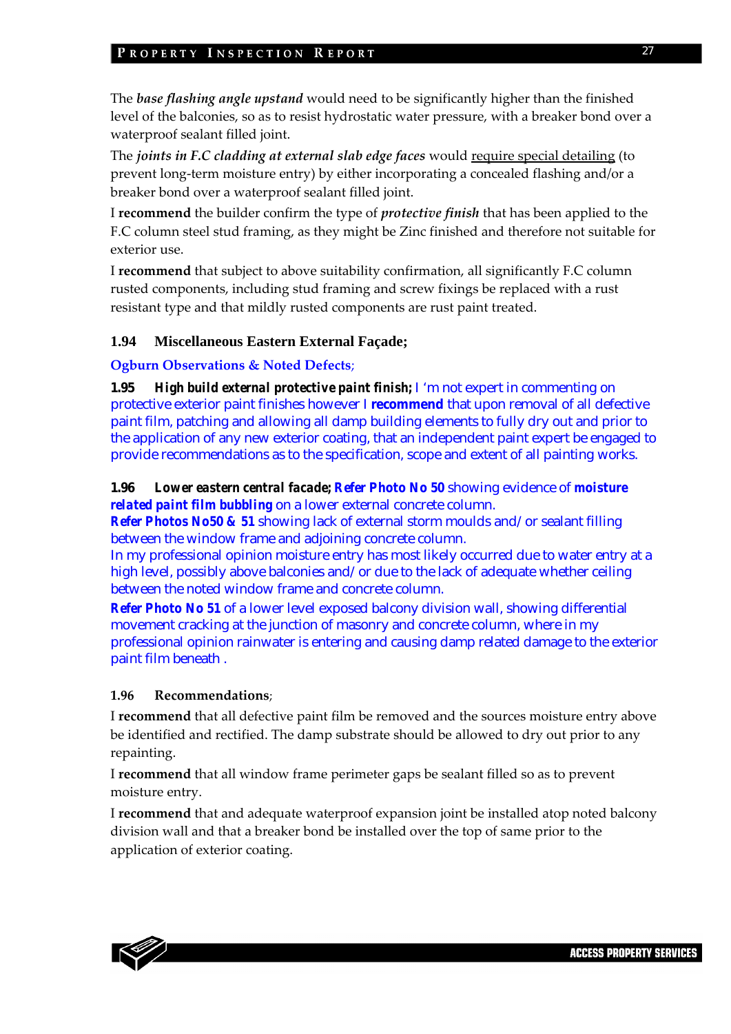The *base flashing angle upstand* would need to be significantly higher than the finished level of the balconies, so as to resist hydrostatic water pressure, with a breaker bond over a waterproof sealant filled joint.

The *joints in F.C cladding at external slab edge faces* would require special detailing (to prevent long-term moisture entry) by either incorporating a concealed flashing and/or a breaker bond over a waterproof sealant filled joint.

I **recommend** the builder confirm the type of *protective finish* that has been applied to the F.C column steel stud framing, as they might be Zinc finished and therefore not suitable for exterior use.

I **recommend** that subject to above suitability confirmation, all significantly F.C column rusted components, including stud framing and screw fixings be replaced with a rust resistant type and that mildly rusted components are rust paint treated.

### 1.94 Miscellaneous Eastern External Façade;

**Ogburn Observations & Noted Defects**;

**1.95** ***High build external protective paint finish;*** I 'm not expert in commenting on protective exterior paint finishes however I **recommend** that upon removal of all defective paint film, patching and allowing all damp building elements to fully dry out and prior to the application of any new exterior coating, that an independent paint expert be engaged to provide recommendations as to the specification, scope and extent of all painting works.

**1.96** ***Lower eastern central facade;*** ***Refer Photo No 50*** showing evidence of ***moisture related paint film bubbling*** on a lower external concrete column.
***Refer Photos No50 & 51*** showing lack of external storm moulds and/ or sealant filling between the window frame and adjoining concrete column.
In my professional opinion moisture entry has most likely occurred due to water entry at a high level, possibly above balconies and/ or due to the lack of adequate whether ceiling between the noted window frame and concrete column.
***Refer Photo No 51*** of a lower level exposed balcony division wall, showing differential movement cracking at the junction of masonry and concrete column, where in my professional opinion rainwater is entering and causing damp related damage to the exterior paint film beneath .

**1.96 Recommendations**;

I **recommend** that all defective paint film be removed and the sources moisture entry above be identified and rectified. The damp substrate should be allowed to dry out prior to any repainting.

I **recommend** that all window frame perimeter gaps be sealant filled so as to prevent moisture entry.

I **recommend** that and adequate waterproof expansion joint be installed atop noted balcony division wall and that a breaker bond be installed over the top of same prior to the application of exterior coating.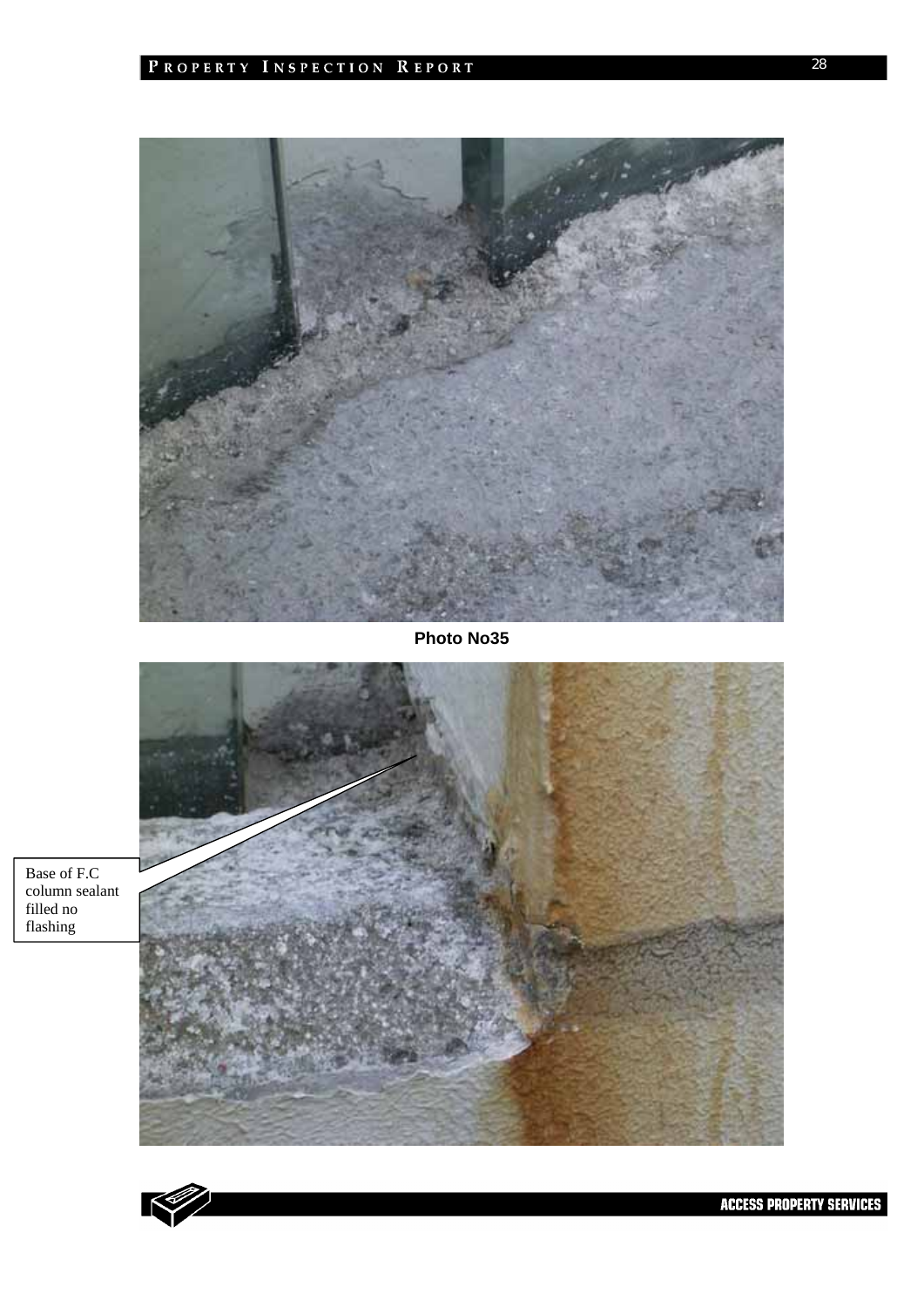Photo No35

Base of F.C column sealant filled no flashing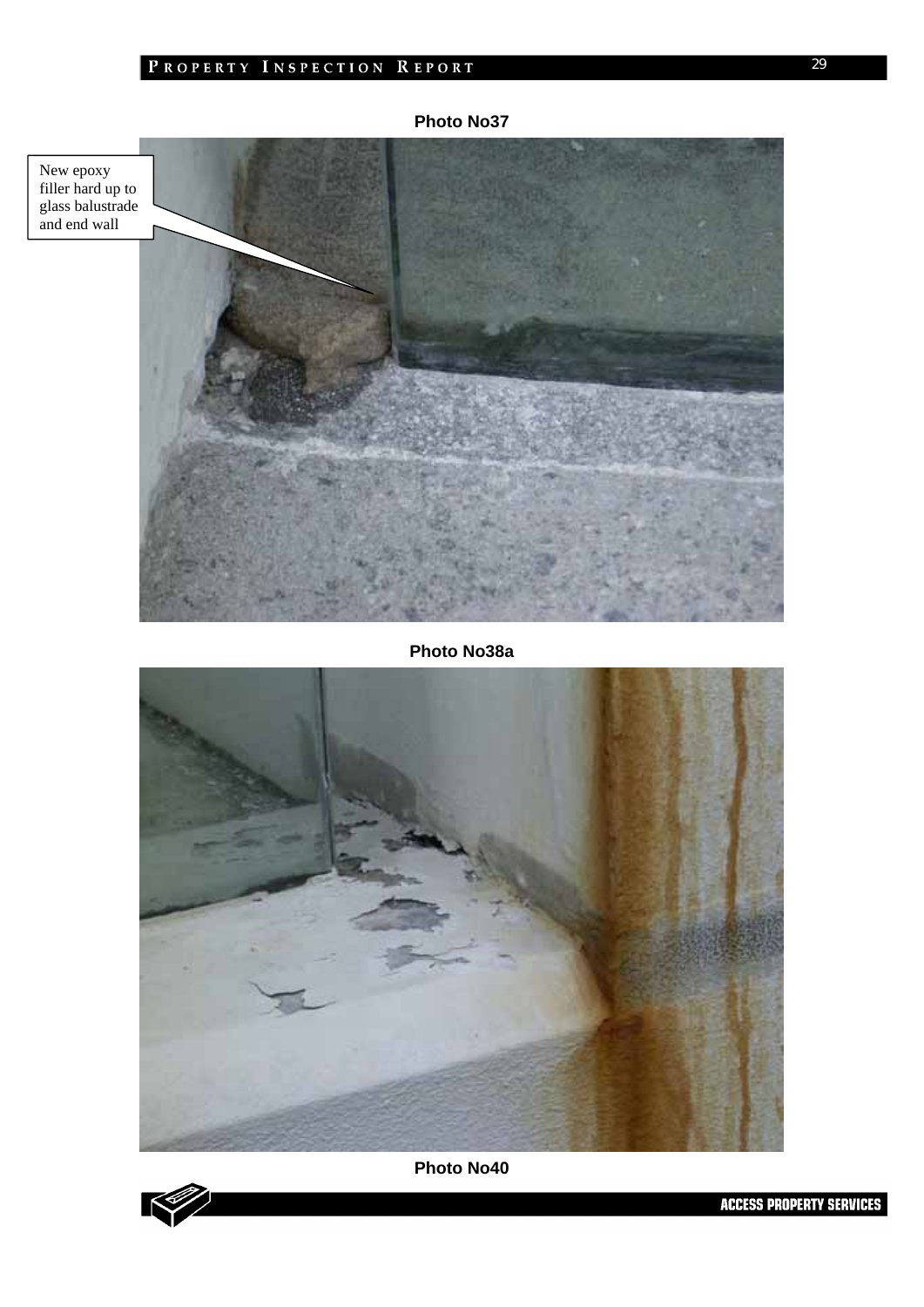**Photo No37**

New epoxy filler hard up to glass balustrade and end wall

**Photo No38a**

**Photo No40**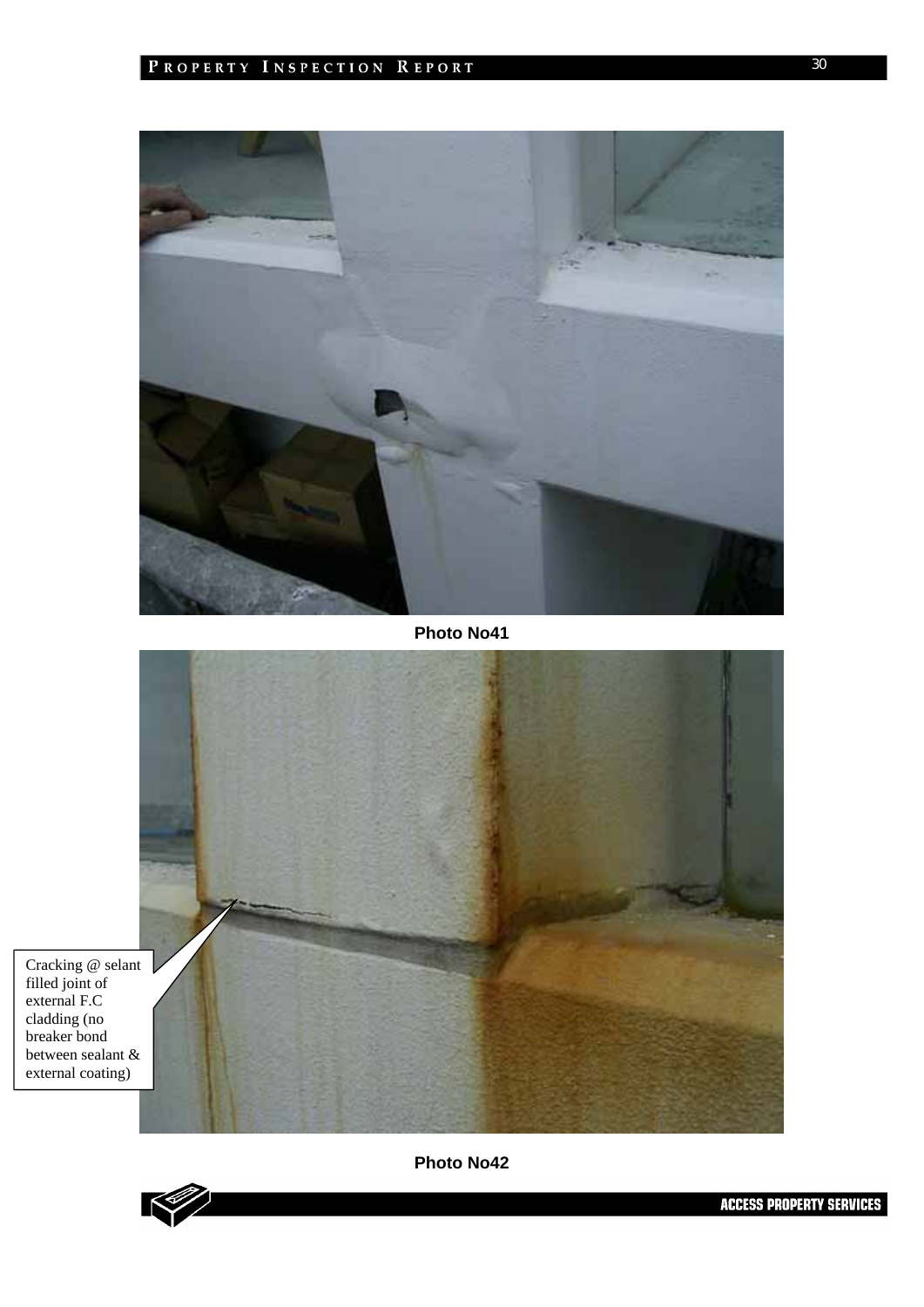Photo No41

Cracking @ selant filled joint of external F.C cladding (no breaker bond between sealant & external coating)

Photo No42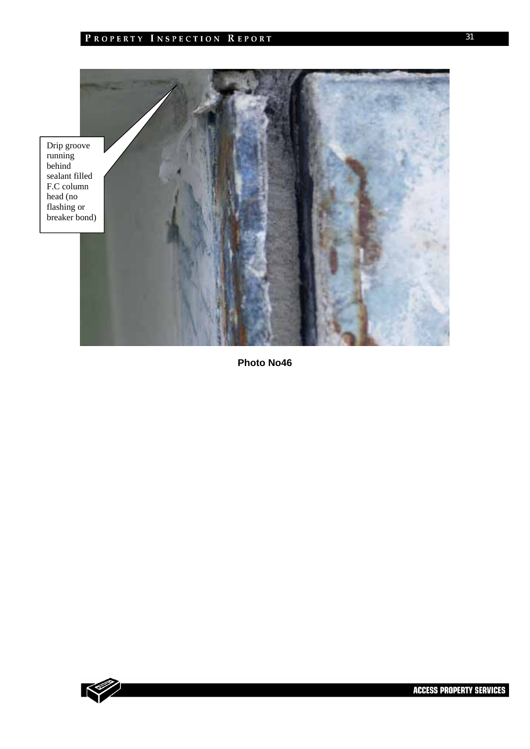Drip groove running behind sealant filled F.C column head (no flashing or breaker bond)

**Photo No46**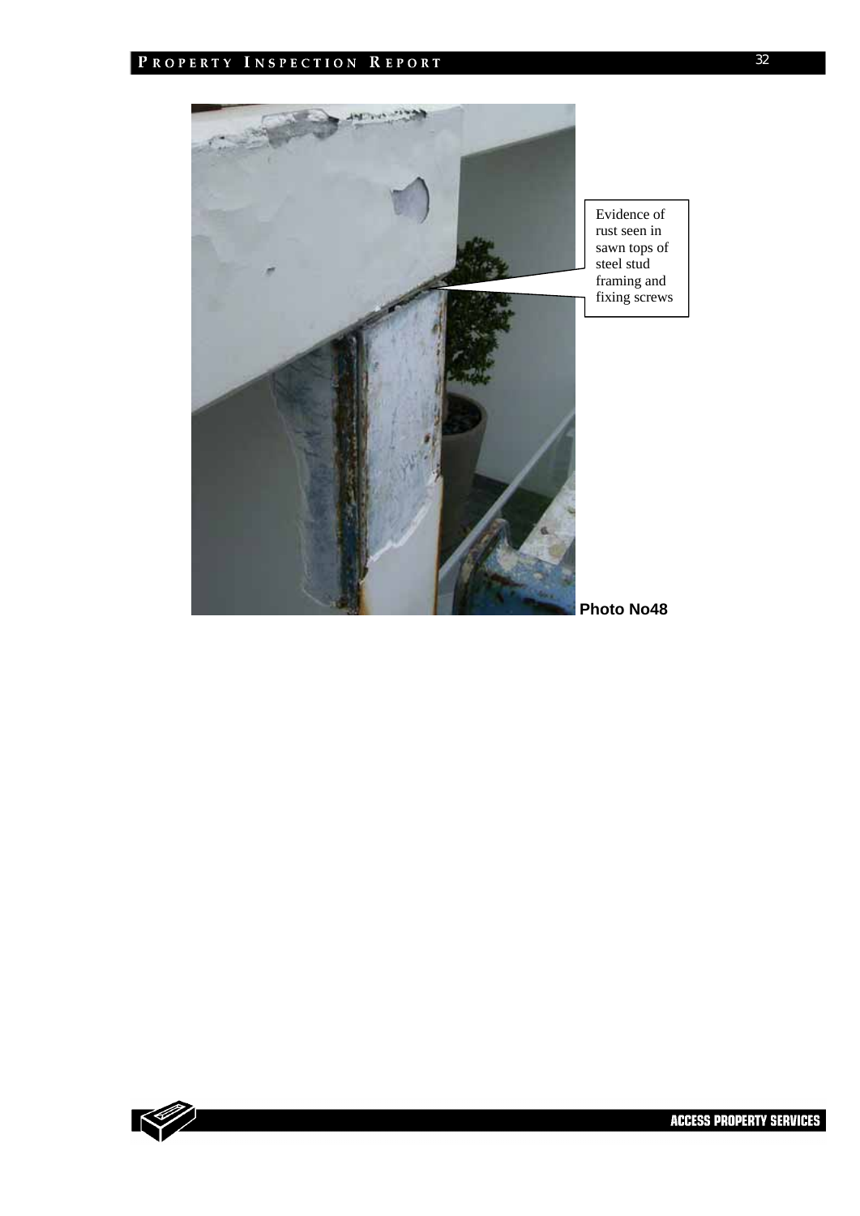Evidence of rust seen in sawn tops of steel stud framing and fixing screws

**Photo No48**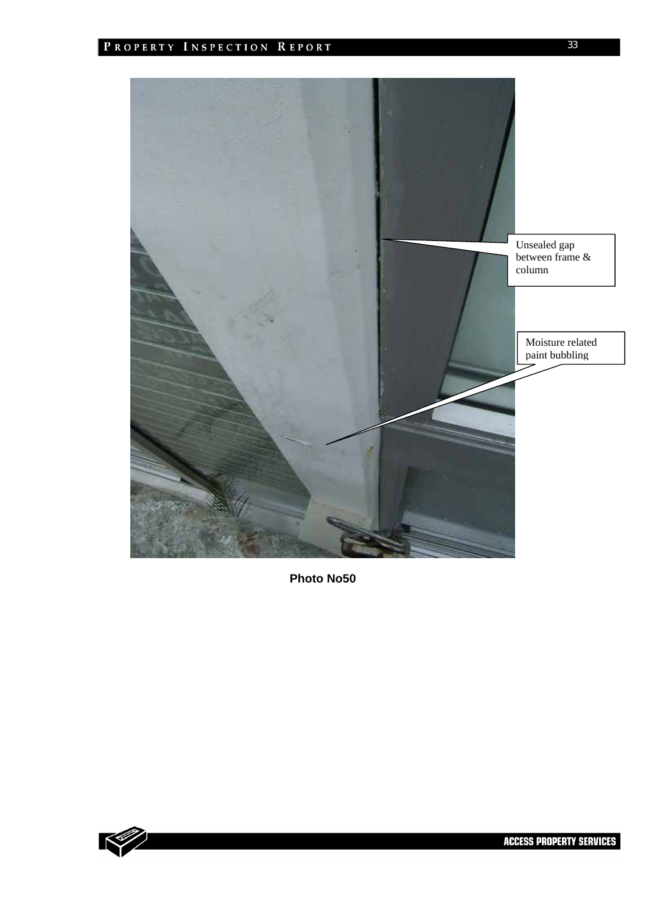Unsealed gap between frame & column

Moisture related paint bubbling

**Photo No50**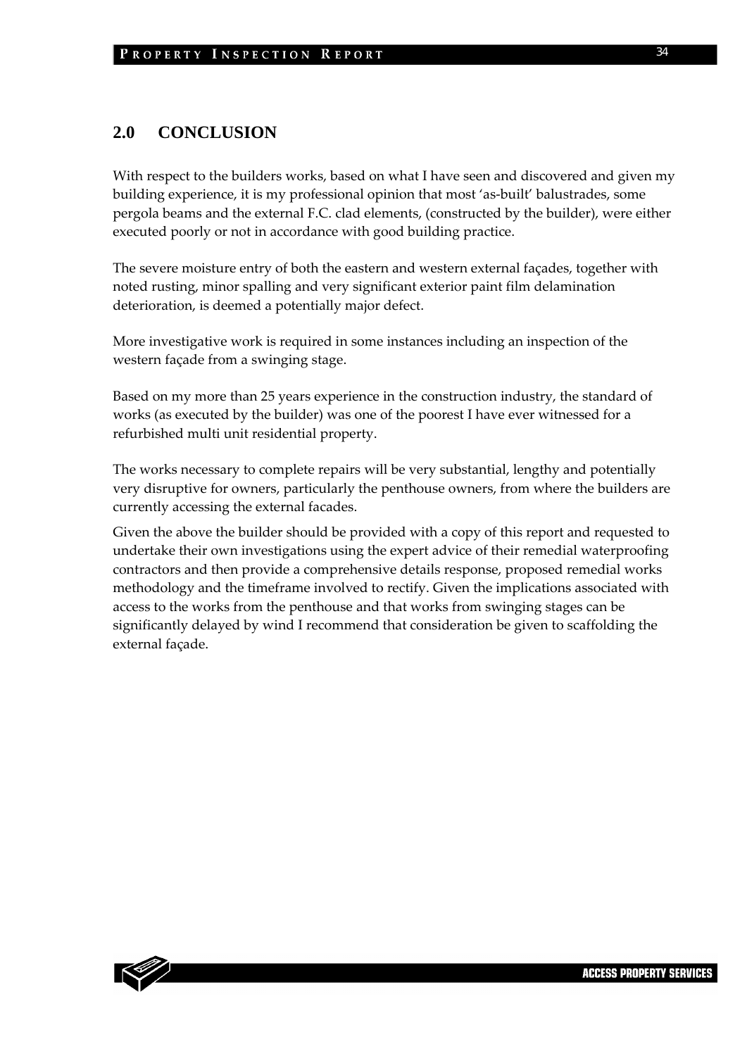## 2.0 CONCLUSION

With respect to the builders works, based on what I have seen and discovered and given my building experience, it is my professional opinion that most 'as-built' balustrades, some pergola beams and the external F.C. clad elements, (constructed by the builder), were either executed poorly or not in accordance with good building practice.

The severe moisture entry of both the eastern and western external façades, together with noted rusting, minor spalling and very significant exterior paint film delamination deterioration, is deemed a potentially major defect.

More investigative work is required in some instances including an inspection of the western façade from a swinging stage.

Based on my more than 25 years experience in the construction industry, the standard of works (as executed by the builder) was one of the poorest I have ever witnessed for a refurbished multi unit residential property.

The works necessary to complete repairs will be very substantial, lengthy and potentially very disruptive for owners, particularly the penthouse owners, from where the builders are currently accessing the external facades.

Given the above the builder should be provided with a copy of this report and requested to undertake their own investigations using the expert advice of their remedial waterproofing contractors and then provide a comprehensive details response, proposed remedial works methodology and the timeframe involved to rectify. Given the implications associated with access to the works from the penthouse and that works from swinging stages can be significantly delayed by wind I recommend that consideration be given to scaffolding the external façade.